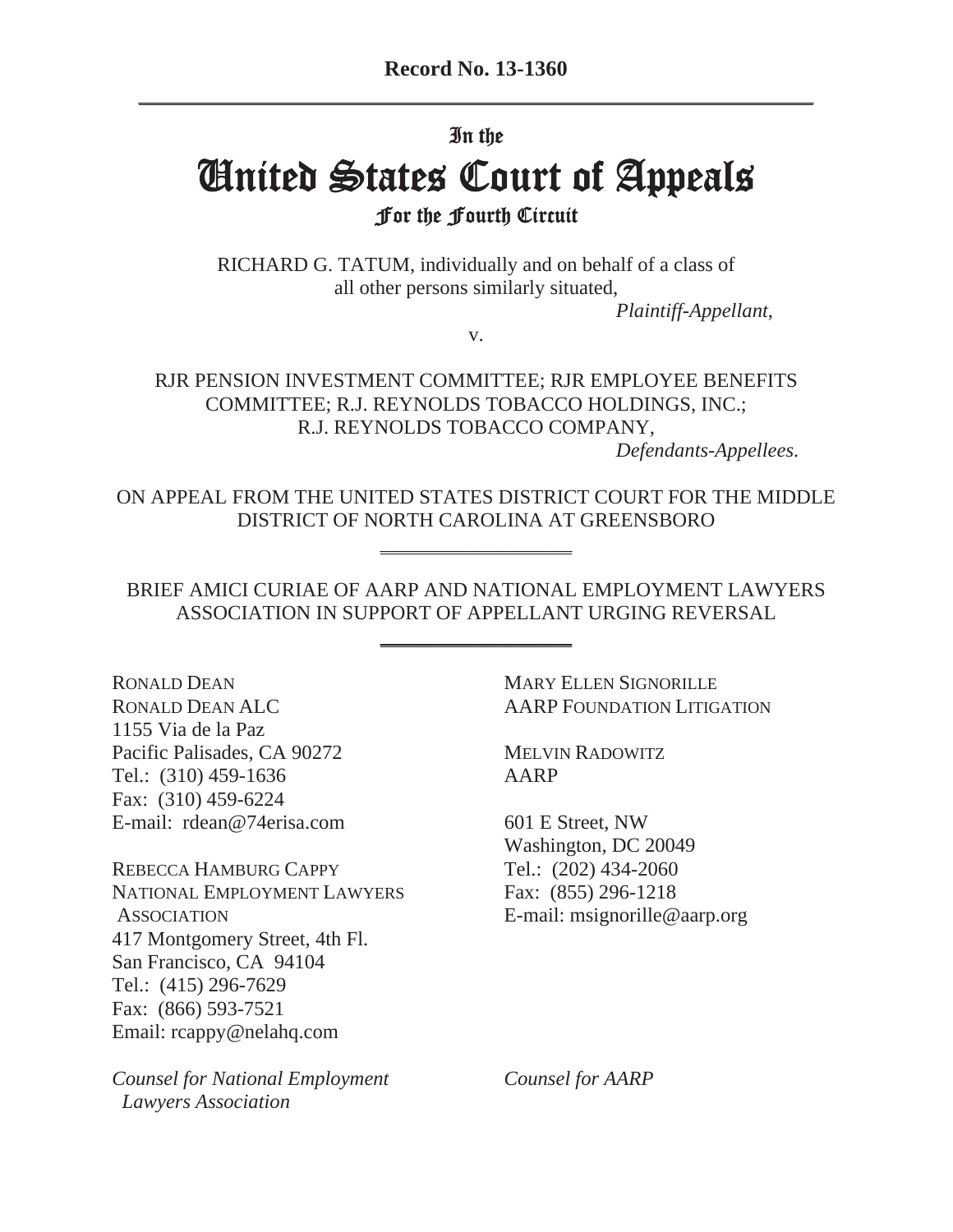**Record No. 13-1360**

In the

# United States Court of Appeals

## For the Fourth Circuit

RICHARD G. TATUM, individually and on behalf of a class of all other persons similarly situated,

*Plaintiff-Appellant,*

v.

RJR PENSION INVESTMENT COMMITTEE; RJR EMPLOYEE BENEFITS COMMITTEE; R.J. REYNOLDS TOBACCO HOLDINGS, INC.; R.J. REYNOLDS TOBACCO COMPANY,

*Defendants-Appellees.*

ON APPEAL FROM THE UNITED STATES DISTRICT COURT FOR THE MIDDLE DISTRICT OF NORTH CAROLINA AT GREENSBORO

BRIEF AMICI CURIAE OF AARP AND NATIONAL EMPLOYMENT LAWYERS ASSOCIATION IN SUPPORT OF APPELLANT URGING REVERSAL

RONALD DEAN
RONALD DEAN ALC
1155 Via de la Paz
Pacific Palisades, CA 90272
Tel.: (310) 459-1636
Fax: (310) 459-6224
E-mail: rdean@74erisa.com

REBECCA HAMBURG CAPPY
NATIONAL EMPLOYMENT LAWYERS ASSOCIATION
417 Montgomery Street, 4th Fl.
San Francisco, CA 94104
Tel.: (415) 296-7629
Fax: (866) 593-7521
Email: rcappy@nelahq.com

*Counsel for National Employment Lawyers Association*

MARY ELLEN SIGNORILLE
AARP FOUNDATION LITIGATION

MELVIN RADOWITZ
AARP

601 E Street, NW
Washington, DC 20049
Tel.: (202) 434-2060
Fax: (855) 296-1218
E-mail: msignorille@aarp.org

*Counsel for AARP*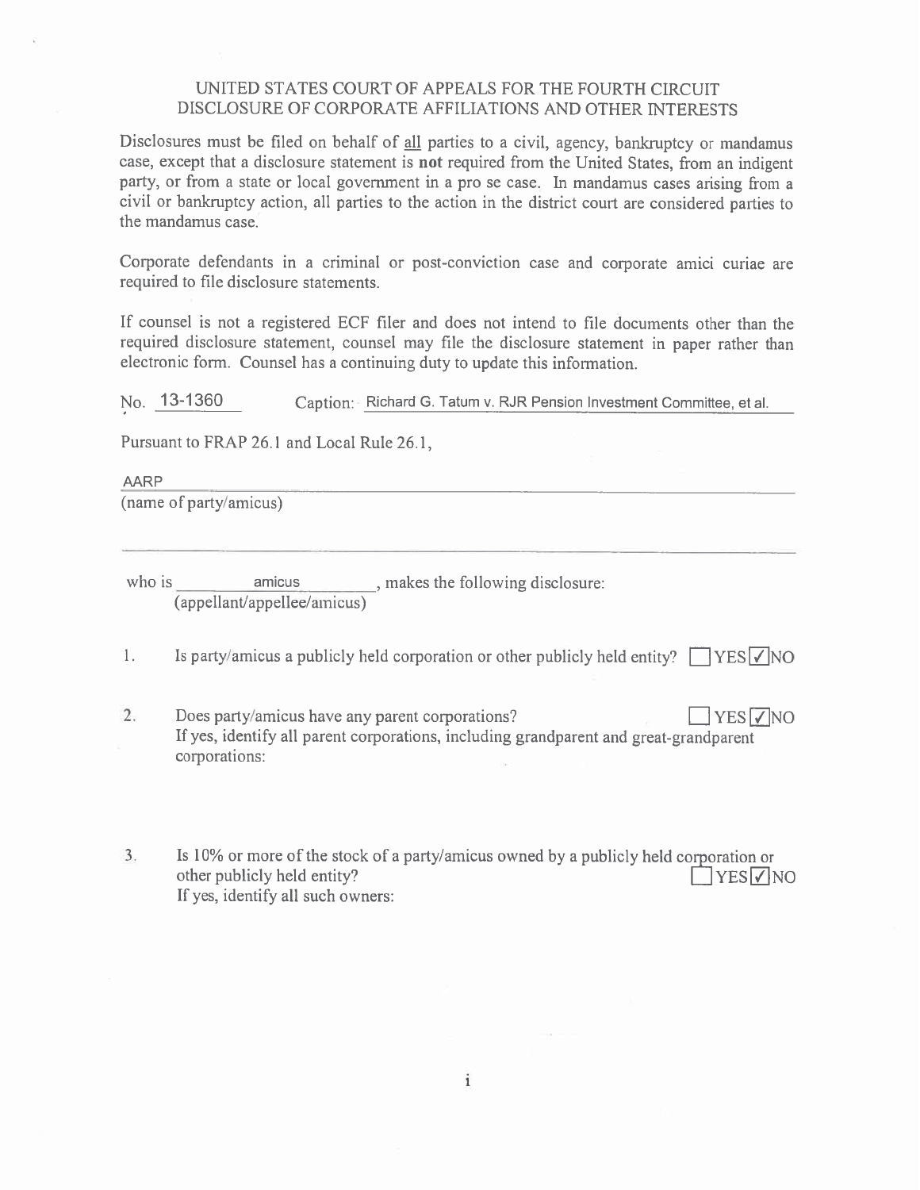UNITED STATES COURT OF APPEALS FOR THE FOURTH CIRCUIT
DISCLOSURE OF CORPORATE AFFILIATIONS AND OTHER INTERESTS

Disclosures must be filed on behalf of all parties to a civil, agency, bankruptcy or mandamus case, except that a disclosure statement is **not** required from the United States, from an indigent party, or from a state or local government in a pro se case. In mandamus cases arising from a civil or bankruptcy action, all parties to the action in the district court are considered parties to the mandamus case.

Corporate defendants in a criminal or post-conviction case and corporate amici curiae are required to file disclosure statements.

If counsel is not a registered ECF filer and does not intend to file documents other than the required disclosure statement, counsel may file the disclosure statement in paper rather than electronic form. Counsel has a continuing duty to update this information.

No. 13-1360 Caption: Richard G. Tatum v. RJR Pension Investment Committee, et al.

Pursuant to FRAP 26.1 and Local Rule 26.1,

AARP
(name of party/amicus)

who is amicus, makes the following disclosure:
(appellant/appellee/amicus)

1. Is party/amicus a publicly held corporation or other publicly held entity? ☐ YES ☑ NO

2. Does party/amicus have any parent corporations? ☐ YES ☑ NO
If yes, identify all parent corporations, including grandparent and great-grandparent corporations:

3. Is 10% or more of the stock of a party/amicus owned by a publicly held corporation or other publicly held entity? ☐ YES ☑ NO
If yes, identify all such owners: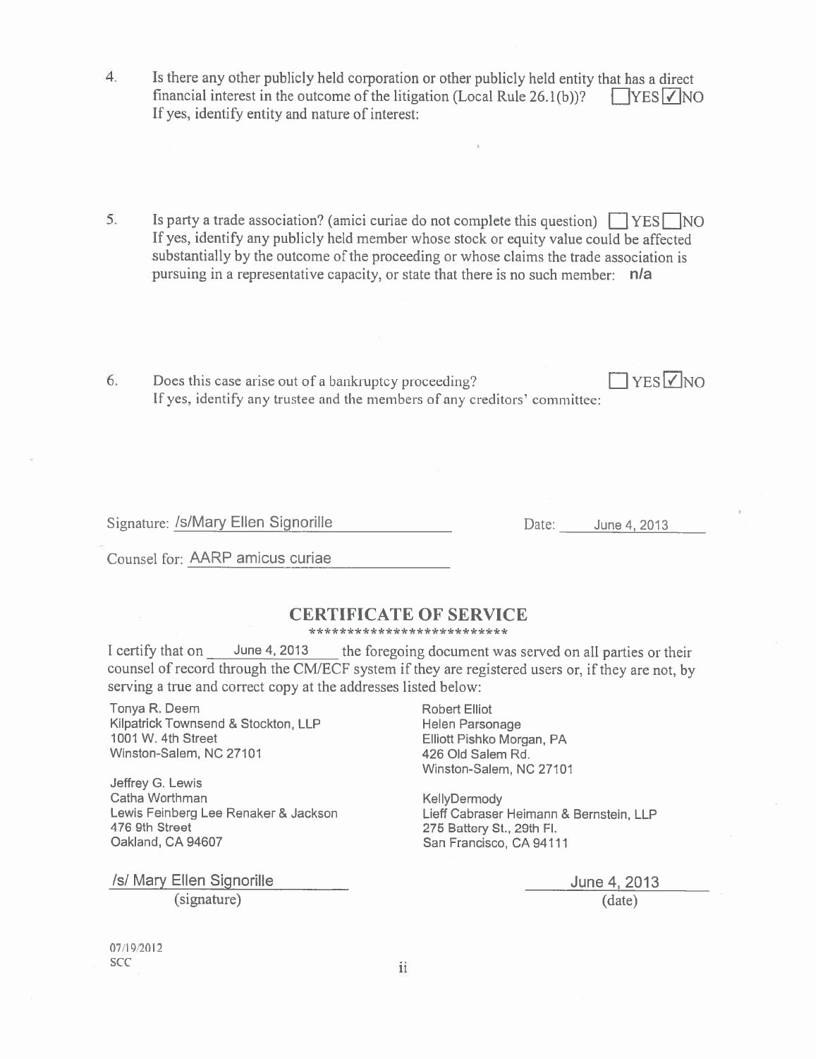4. Is there any other publicly held corporation or other publicly held entity that has a direct financial interest in the outcome of the litigation (Local Rule 26.1(b))? ☐YES ☑NO
   If yes, identify entity and nature of interest:

5. Is party a trade association? (amici curiae do not complete this question) ☐YES ☐NO
   If yes, identify any publicly held member whose stock or equity value could be affected substantially by the outcome of the proceeding or whose claims the trade association is pursuing in a representative capacity, or state that there is no such member: **n/a**

6. Does this case arise out of a bankruptcy proceeding? ☐YES ☑NO
   If yes, identify any trustee and the members of any creditors' committee:

Signature: /s/Mary Ellen Signorille Date: June 4, 2013

Counsel for: AARP amicus curiae

## CERTIFICATE OF SERVICE

**************************

I certify that on June 4, 2013 the foregoing document was served on all parties or their counsel of record through the CM/ECF system if they are registered users or, if they are not, by serving a true and correct copy at the addresses listed below:

Tonya R. Deem
Kilpatrick Townsend & Stockton, LLP
1001 W. 4th Street
Winston-Salem, NC 27101

Jeffrey G. Lewis
Catha Worthman
Lewis Feinberg Lee Renaker & Jackson
476 9th Street
Oakland, CA 94607

Robert Elliot
Helen Parsonage
Elliott Pishko Morgan, PA
426 Old Salem Rd.
Winston-Salem, NC 27101

KellyDermody
Lieff Cabraser Heimann & Bernstein, LLP
275 Battery St., 29th Fl.
San Francisco, CA 94111

/s/ Mary Ellen Signorille
(signature)

June 4, 2013
(date)

07/19/2012
SCC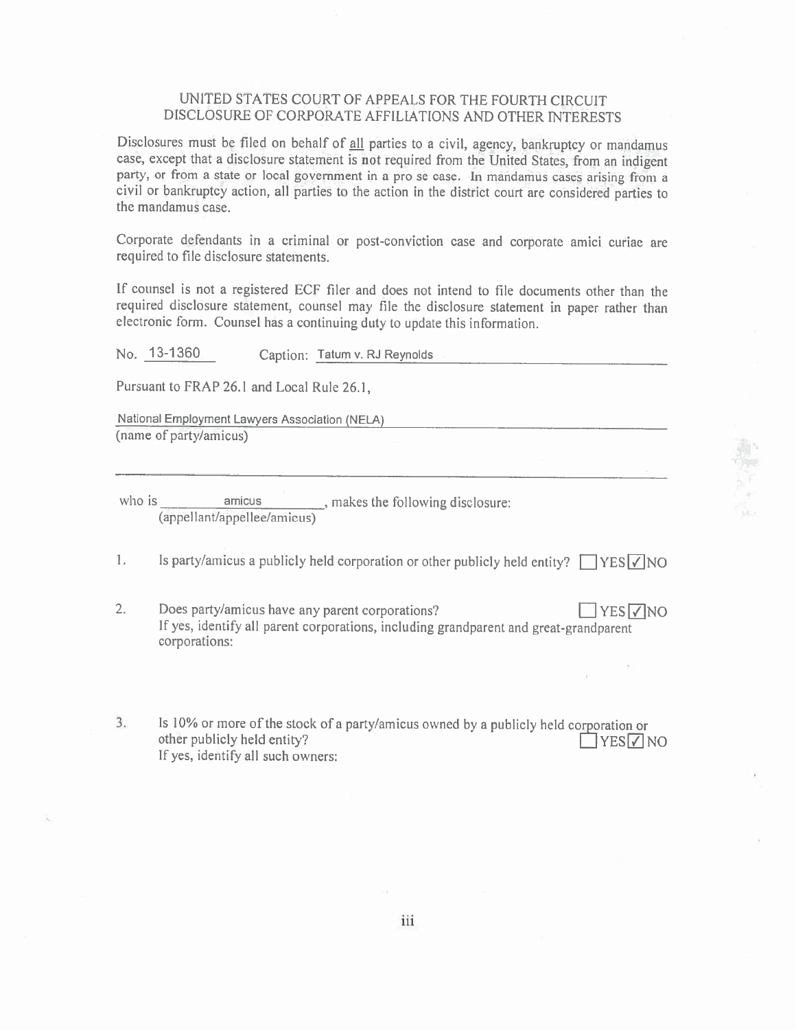# UNITED STATES COURT OF APPEALS FOR THE FOURTH CIRCUIT
## DISCLOSURE OF CORPORATE AFFILIATIONS AND OTHER INTERESTS

Disclosures must be filed on behalf of <u>all</u> parties to a civil, agency, bankruptcy or mandamus case, except that a disclosure statement is not required from the United States, from an indigent party, or from a state or local government in a pro se case. In mandamus cases arising from a civil or bankruptcy action, all parties to the action in the district court are considered parties to the mandamus case.

Corporate defendants in a criminal or post-conviction case and corporate amici curiae are required to file disclosure statements.

If counsel is not a registered ECF filer and does not intend to file documents other than the required disclosure statement, counsel may file the disclosure statement in paper rather than electronic form. Counsel has a continuing duty to update this information.

No. 13-1360    Caption: Tatum v. RJ Reynolds

Pursuant to FRAP 26.1 and Local Rule 26.1,

National Employment Lawyers Association (NELA)
(name of party/amicus)

who is amicus, makes the following disclosure:
(appellant/appellee/amicus)

1. Is party/amicus a publicly held corporation or other publicly held entity? ☐ YES ☑ NO

2. Does party/amicus have any parent corporations? ☐ YES ☑ NO
   If yes, identify all parent corporations, including grandparent and great-grandparent corporations:

3. Is 10% or more of the stock of a party/amicus owned by a publicly held corporation or other publicly held entity? ☐ YES ☑ NO
   If yes, identify all such owners: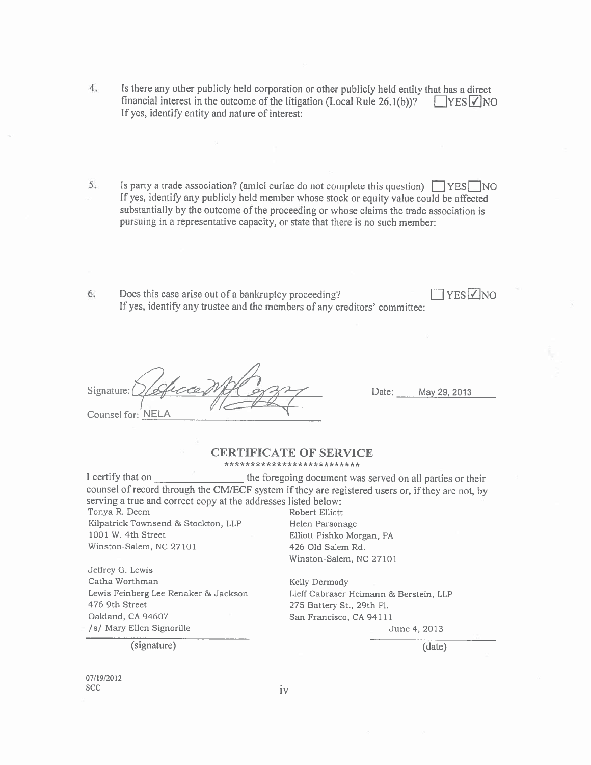4. Is there any other publicly held corporation or other publicly held entity that has a direct financial interest in the outcome of the litigation (Local Rule 26.1(b))? ☐YES ☑NO
If yes, identify entity and nature of interest:

5. Is party a trade association? (amici curiae do not complete this question) ☐YES ☐NO
If yes, identify any publicly held member whose stock or equity value could be affected substantially by the outcome of the proceeding or whose claims the trade association is pursuing in a representative capacity, or state that there is no such member:

6. Does this case arise out of a bankruptcy proceeding? ☐YES ☑NO
If yes, identify any trustee and the members of any creditors' committee:

Signature: [signature] Date: May 29, 2013

Counsel for: NELA

## CERTIFICATE OF SERVICE

**************************

I certify that on ________________ the foregoing document was served on all parties or their counsel of record through the CM/ECF system if they are registered users or, if they are not, by serving a true and correct copy at the addresses listed below:

Tonya R. Deem
Kilpatrick Townsend & Stockton, LLP
1001 W. 4th Street
Winston-Salem, NC 27101

Robert Elliott
Helen Parsonage
Elliott Pishko Morgan, PA
426 Old Salem Rd.
Winston-Salem, NC 27101

Jeffrey G. Lewis
Catha Worthman
Lewis Feinberg Lee Renaker & Jackson
476 9th Street
Oakland, CA 94607

Kelly Dermody
Lieff Cabraser Heimann & Berstein, LLP
275 Battery St., 29th Fl.
San Francisco, CA 94111

/s/ Mary Ellen Signorille
(signature)

June 4, 2013
(date)

07/19/2012
SCC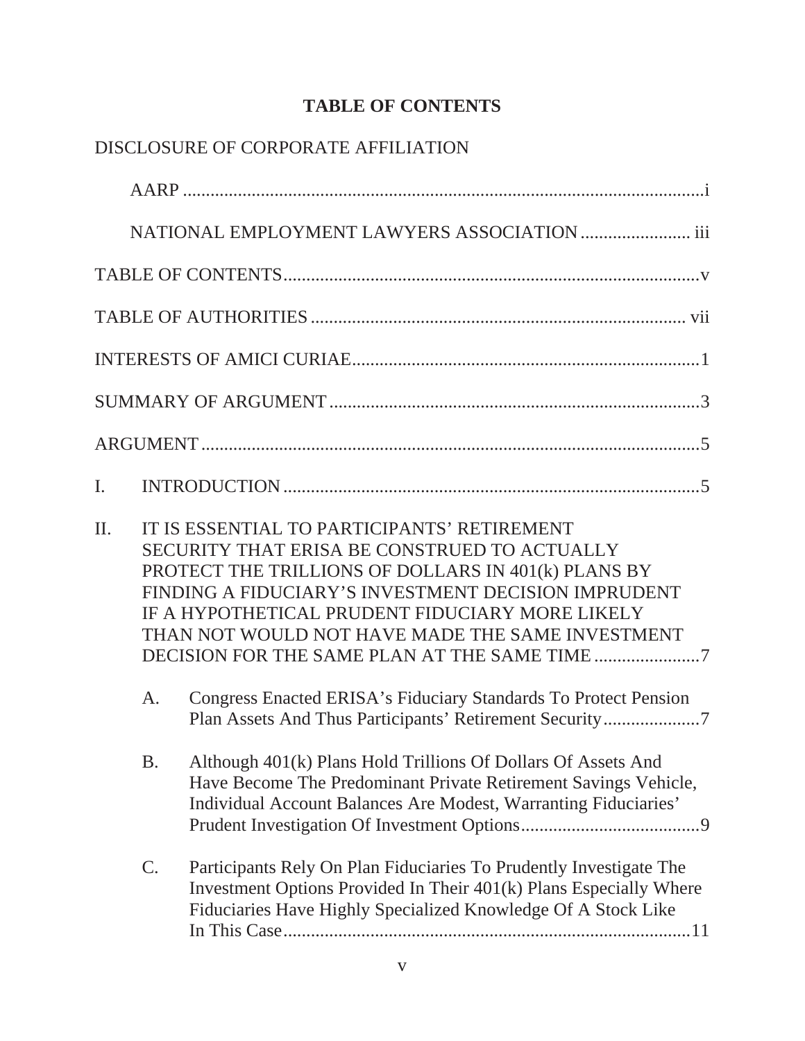# TABLE OF CONTENTS

DISCLOSURE OF CORPORATE AFFILIATION

AARP ........................................................................................................i

NATIONAL EMPLOYMENT LAWYERS ASSOCIATION ........................ iii

TABLE OF CONTENTS..........................................................................................v

TABLE OF AUTHORITIES .................................................................................. vii

INTERESTS OF AMICI CURIAE...........................................................................1

SUMMARY OF ARGUMENT ................................................................................3

ARGUMENT ............................................................................................................5

I. INTRODUCTION ..........................................................................................5

II. IT IS ESSENTIAL TO PARTICIPANTS' RETIREMENT SECURITY THAT ERISA BE CONSTRUED TO ACTUALLY PROTECT THE TRILLIONS OF DOLLARS IN 401(k) PLANS BY FINDING A FIDUCIARY'S INVESTMENT DECISION IMPRUDENT IF A HYPOTHETICAL PRUDENT FIDUCIARY MORE LIKELY THAN NOT WOULD NOT HAVE MADE THE SAME INVESTMENT DECISION FOR THE SAME PLAN AT THE SAME TIME .......................7

   A. Congress Enacted ERISA's Fiduciary Standards To Protect Pension Plan Assets And Thus Participants' Retirement Security.....................7

   B. Although 401(k) Plans Hold Trillions Of Dollars Of Assets And Have Become The Predominant Private Retirement Savings Vehicle, Individual Account Balances Are Modest, Warranting Fiduciaries' Prudent Investigation Of Investment Options.......................................9

   C. Participants Rely On Plan Fiduciaries To Prudently Investigate The Investment Options Provided In Their 401(k) Plans Especially Where Fiduciaries Have Highly Specialized Knowledge Of A Stock Like In This Case.........................................................................................11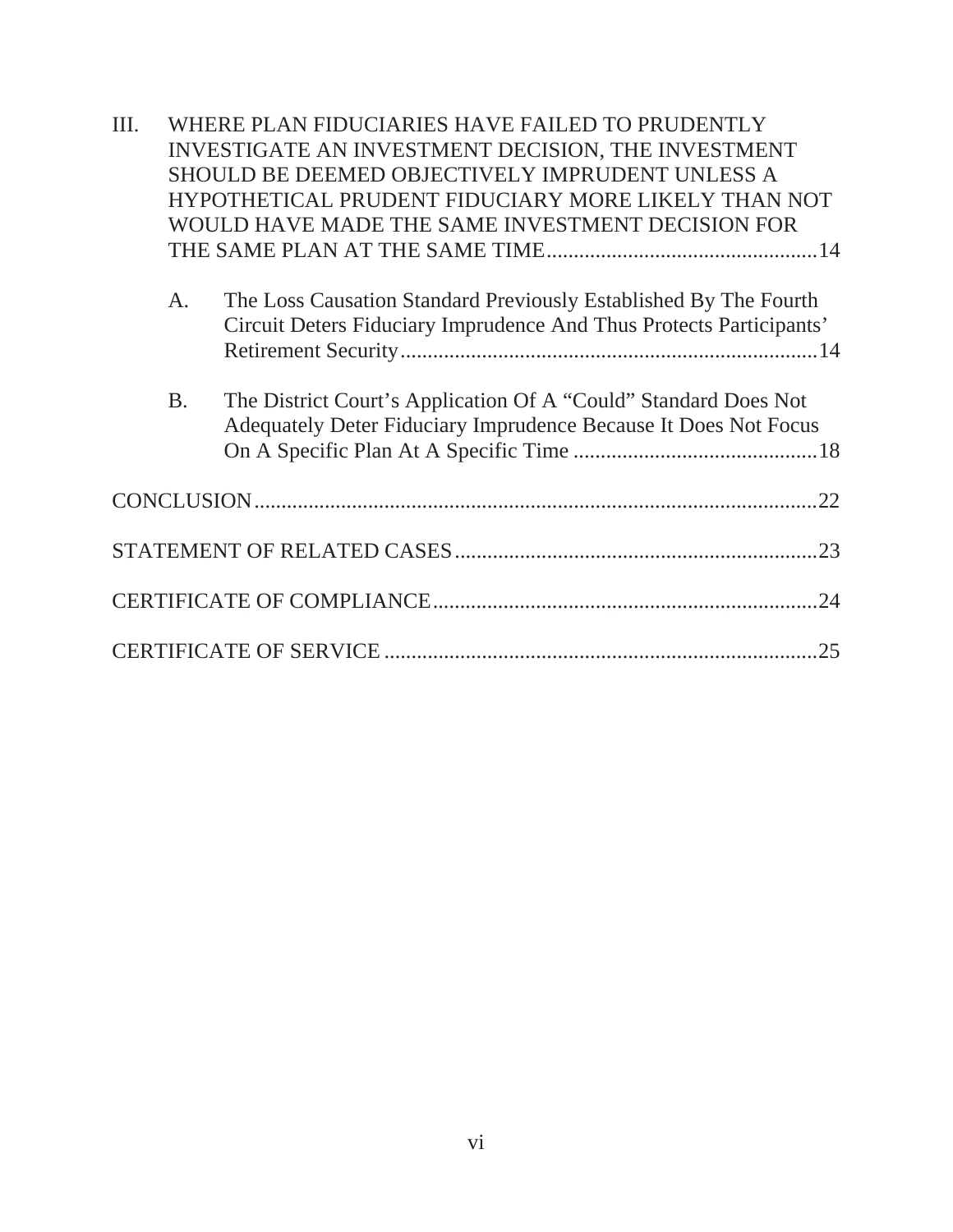III. WHERE PLAN FIDUCIARIES HAVE FAILED TO PRUDENTLY INVESTIGATE AN INVESTMENT DECISION, THE INVESTMENT SHOULD BE DEEMED OBJECTIVELY IMPRUDENT UNLESS A HYPOTHETICAL PRUDENT FIDUCIARY MORE LIKELY THAN NOT WOULD HAVE MADE THE SAME INVESTMENT DECISION FOR THE SAME PLAN AT THE SAME TIME..................................................14

   A. The Loss Causation Standard Previously Established By The Fourth Circuit Deters Fiduciary Imprudence And Thus Protects Participants' Retirement Security.............................................................................14

   B. The District Court's Application Of A "Could" Standard Does Not Adequately Deter Fiduciary Imprudence Because It Does Not Focus On A Specific Plan At A Specific Time .............................................18

CONCLUSION........................................................................................................22

STATEMENT OF RELATED CASES...................................................................23

CERTIFICATE OF COMPLIANCE.......................................................................24

CERTIFICATE OF SERVICE ................................................................................25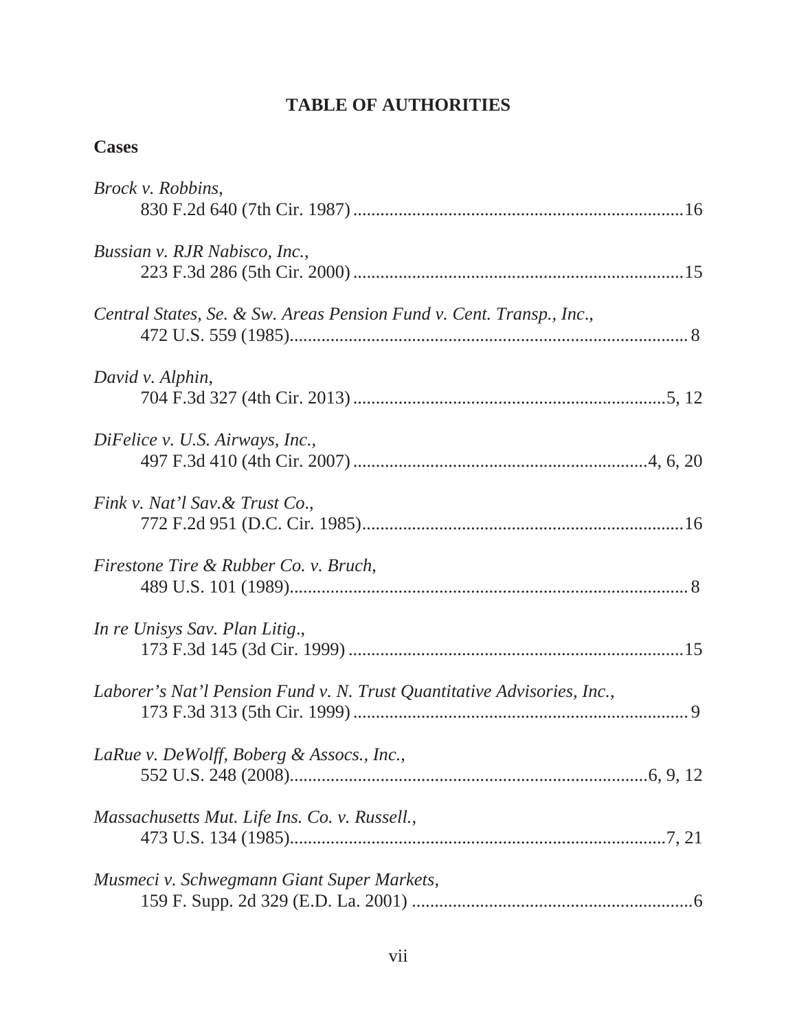# TABLE OF AUTHORITIES

## Cases

*Brock v. Robbins*,
830 F.2d 640 (7th Cir. 1987) ........................................................................16

*Bussian v. RJR Nabisco, Inc.*,
223 F.3d 286 (5th Cir. 2000) ........................................................................15

*Central States, Se. & Sw. Areas Pension Fund v. Cent. Transp., Inc*.,
472 U.S. 559 (1985)........................................................................................ 8

*David v. Alphin*,
704 F.3d 327 (4th Cir. 2013) .....................................................................5, 12

*DiFelice v. U.S. Airways, Inc.*,
497 F.3d 410 (4th Cir. 2007) ..............................................................4, 6, 20

*Fink v. Nat'l Sav.& Trust Co*.,
772 F.2d 951 (D.C. Cir. 1985).......................................................................16

*Firestone Tire & Rubber Co. v. Bruch*,
489 U.S. 101 (1989)........................................................................................ 8

*In re Unisys Sav. Plan Litig*.,
173 F.3d 145 (3d Cir. 1999) ..........................................................................15

*Laborer's Nat'l Pension Fund v. N. Trust Quantitative Advisories, Inc.*,
173 F.3d 313 (5th Cir. 1999) .......................................................................... 9

*LaRue v. DeWolff, Boberg & Assocs., Inc.*,
552 U.S. 248 (2008)...............................................................................6, 9, 12

*Massachusetts Mut. Life Ins. Co. v. Russell.*,
473 U.S. 134 (1985)..................................................................................7, 21

*Musmeci v. Schwegmann Giant Super Markets*,
159 F. Supp. 2d 329 (E.D. La. 2001) ..............................................................6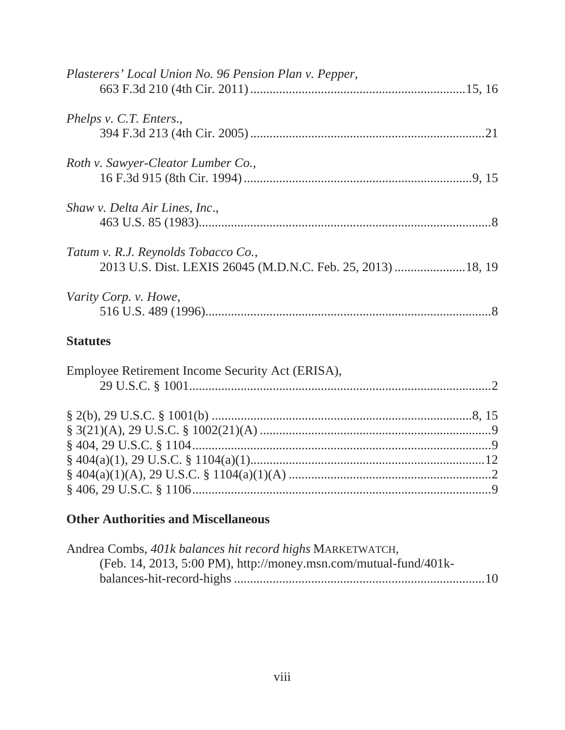*Plasterers' Local Union No. 96 Pension Plan v. Pepper*,
663 F.3d 210 (4th Cir. 2011) ....................................................................15, 16

*Phelps v. C.T. Enters.*,
394 F.3d 213 (4th Cir. 2005) ..........................................................................21

*Roth v. Sawyer-Cleator Lumber Co.*,
16 F.3d 915 (8th Cir. 1994) .........................................................................9, 15

*Shaw v. Delta Air Lines, Inc.*,
463 U.S. 85 (1983)............................................................................................8

*Tatum v. R.J. Reynolds Tobacco Co.*,
2013 U.S. Dist. LEXIS 26045 (M.D.N.C. Feb. 25, 2013) ......................18, 19

*Varity Corp. v. Howe*,
516 U.S. 489 (1996)..........................................................................................8

**Statutes**

Employee Retirement Income Security Act (ERISA),
29 U.S.C. § 1001...............................................................................................2

§ 2(b), 29 U.S.C. § 1001(b) ..................................................................................8, 15
§ 3(21)(A), 29 U.S.C. § 1002(21)(A) .......................................................................9
§ 404, 29 U.S.C. § 1104.............................................................................................9
§ 404(a)(1), 29 U.S.C. § 1104(a)(1).........................................................................12
§ 404(a)(1)(A), 29 U.S.C. § 1104(a)(1)(A) ...............................................................2
§ 406, 29 U.S.C. § 1106.............................................................................................9

**Other Authorities and Miscellaneous**

Andrea Combs, *401k balances hit record highs* MARKETWATCH,
(Feb. 14, 2013, 5:00 PM), http://money.msn.com/mutual-fund/401k-balances-hit-record-highs ...............................................................................10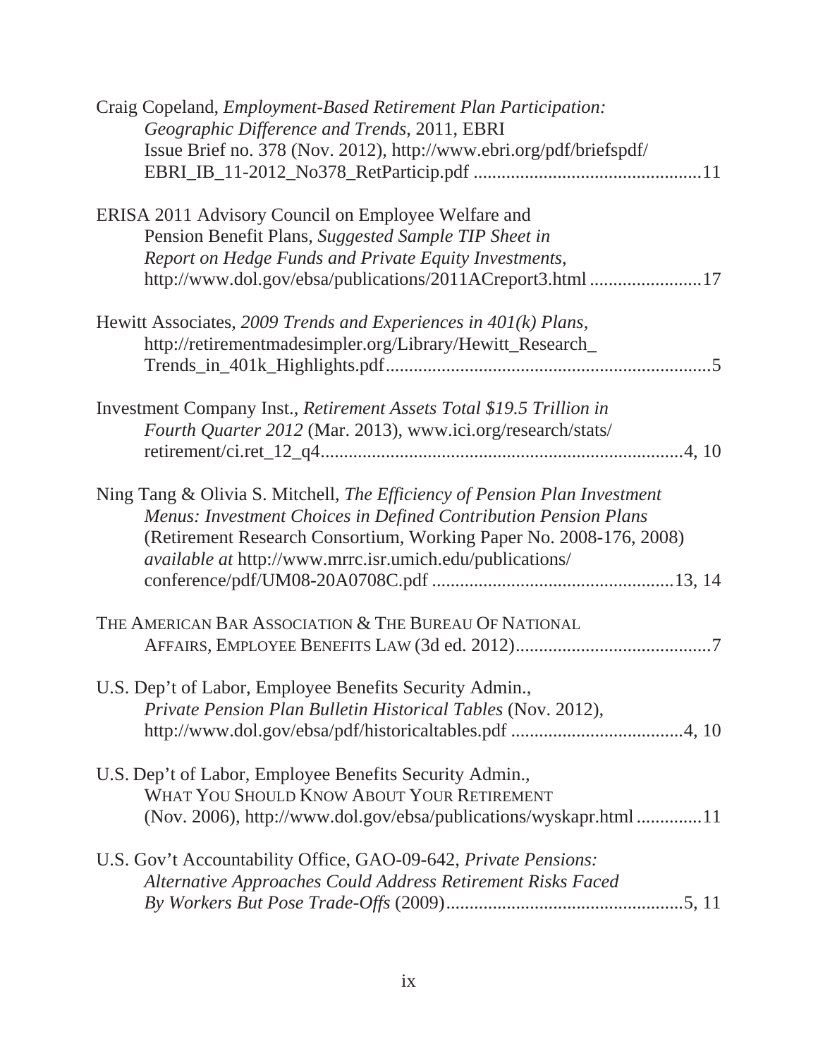Craig Copeland, *Employment-Based Retirement Plan Participation: Geographic Difference and Trends*, 2011, EBRI Issue Brief no. 378 (Nov. 2012), http://www.ebri.org/pdf/briefspdf/EBRI_IB_11-2012_No378_RetParticip.pdf ................................................11

ERISA 2011 Advisory Council on Employee Welfare and Pension Benefit Plans, *Suggested Sample TIP Sheet in Report on Hedge Funds and Private Equity Investments*, http://www.dol.gov/ebsa/publications/2011ACreport3.html ........................17

Hewitt Associates, *2009 Trends and Experiences in 401(k) Plans*, http://retirementmadesimpler.org/Library/Hewitt_Research_Trends_in_401k_Highlights.pdf....................................................................5

Investment Company Inst., *Retirement Assets Total $19.5 Trillion in Fourth Quarter 2012* (Mar. 2013), www.ici.org/research/stats/retirement/ci.ret_12_q4..............................................................................4, 10

Ning Tang & Olivia S. Mitchell, *The Efficiency of Pension Plan Investment Menus: Investment Choices in Defined Contribution Pension Plans* (Retirement Research Consortium, Working Paper No. 2008-176, 2008) *available at* http://www.mrrc.isr.umich.edu/publications/conference/pdf/UM08-20A0708C.pdf ...................................................13, 14

THE AMERICAN BAR ASSOCIATION & THE BUREAU OF NATIONAL AFFAIRS, EMPLOYEE BENEFITS LAW (3d ed. 2012)..........................................7

U.S. Dep't of Labor, Employee Benefits Security Admin., *Private Pension Plan Bulletin Historical Tables* (Nov. 2012), http://www.dol.gov/ebsa/pdf/historicaltables.pdf .....................................4, 10

U.S. Dep't of Labor, Employee Benefits Security Admin., WHAT YOU SHOULD KNOW ABOUT YOUR RETIREMENT (Nov. 2006), http://www.dol.gov/ebsa/publications/wyskapr.html ..............11

U.S. Gov't Accountability Office, GAO-09-642, *Private Pensions: Alternative Approaches Could Address Retirement Risks Faced By Workers But Pose Trade-Offs* (2009)..................................................5, 11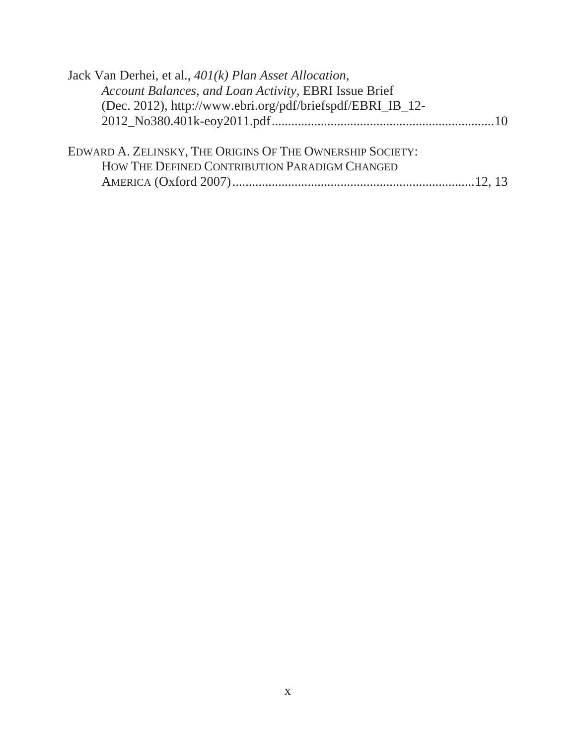Jack Van Derhei, et al., *401(k) Plan Asset Allocation, Account Balances, and Loan Activity*, EBRI Issue Brief (Dec. 2012), http://www.ebri.org/pdf/briefspdf/EBRI_IB_12-2012_No380.401k-eoy2011.pdf....................................................................10

EDWARD A. ZELINSKY, THE ORIGINS OF THE OWNERSHIP SOCIETY: HOW THE DEFINED CONTRIBUTION PARADIGM CHANGED AMERICA (Oxford 2007)..........................................................................12, 13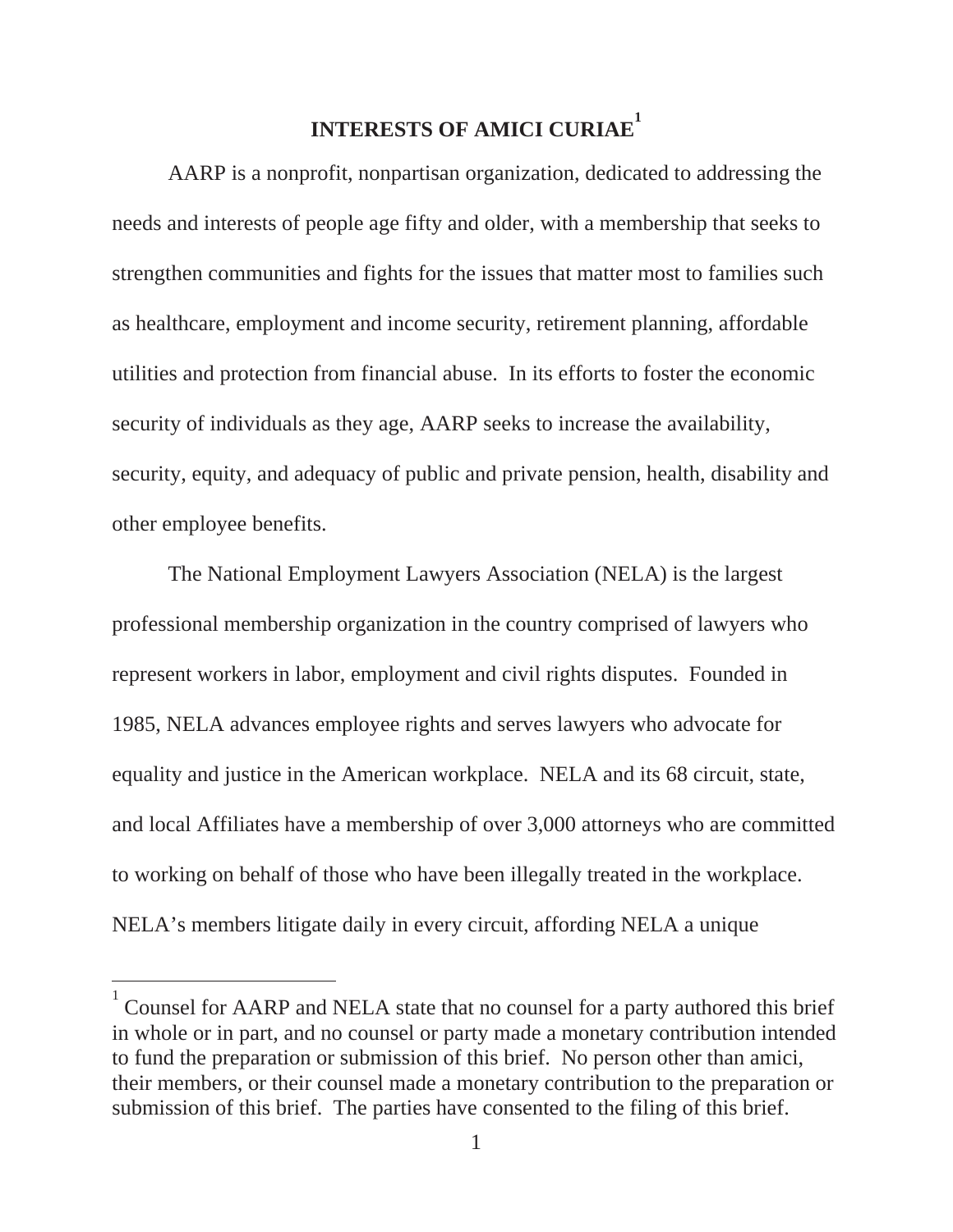## INTERESTS OF AMICI CURIAE[1]

AARP is a nonprofit, nonpartisan organization, dedicated to addressing the needs and interests of people age fifty and older, with a membership that seeks to strengthen communities and fights for the issues that matter most to families such as healthcare, employment and income security, retirement planning, affordable utilities and protection from financial abuse. In its efforts to foster the economic security of individuals as they age, AARP seeks to increase the availability, security, equity, and adequacy of public and private pension, health, disability and other employee benefits.

The National Employment Lawyers Association (NELA) is the largest professional membership organization in the country comprised of lawyers who represent workers in labor, employment and civil rights disputes. Founded in 1985, NELA advances employee rights and serves lawyers who advocate for equality and justice in the American workplace. NELA and its 68 circuit, state, and local Affiliates have a membership of over 3,000 attorneys who are committed to working on behalf of those who have been illegally treated in the workplace. NELA's members litigate daily in every circuit, affording NELA a unique

---

[1] Counsel for AARP and NELA state that no counsel for a party authored this brief in whole or in part, and no counsel or party made a monetary contribution intended to fund the preparation or submission of this brief. No person other than amici, their members, or their counsel made a monetary contribution to the preparation or submission of this brief. The parties have consented to the filing of this brief.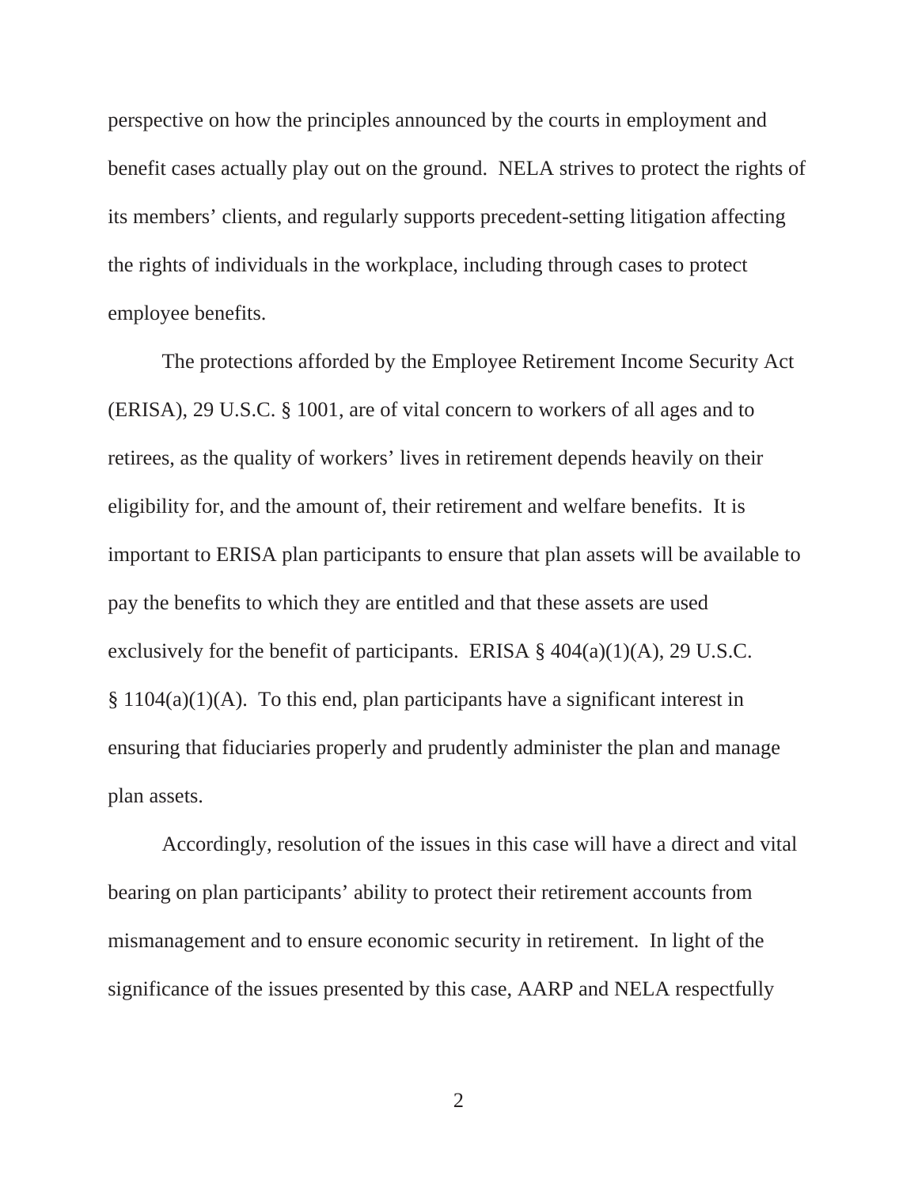perspective on how the principles announced by the courts in employment and benefit cases actually play out on the ground. NELA strives to protect the rights of its members' clients, and regularly supports precedent-setting litigation affecting the rights of individuals in the workplace, including through cases to protect employee benefits.

The protections afforded by the Employee Retirement Income Security Act (ERISA), 29 U.S.C. § 1001, are of vital concern to workers of all ages and to retirees, as the quality of workers' lives in retirement depends heavily on their eligibility for, and the amount of, their retirement and welfare benefits. It is important to ERISA plan participants to ensure that plan assets will be available to pay the benefits to which they are entitled and that these assets are used exclusively for the benefit of participants. ERISA § 404(a)(1)(A), 29 U.S.C. § 1104(a)(1)(A). To this end, plan participants have a significant interest in ensuring that fiduciaries properly and prudently administer the plan and manage plan assets.

Accordingly, resolution of the issues in this case will have a direct and vital bearing on plan participants' ability to protect their retirement accounts from mismanagement and to ensure economic security in retirement. In light of the significance of the issues presented by this case, AARP and NELA respectfully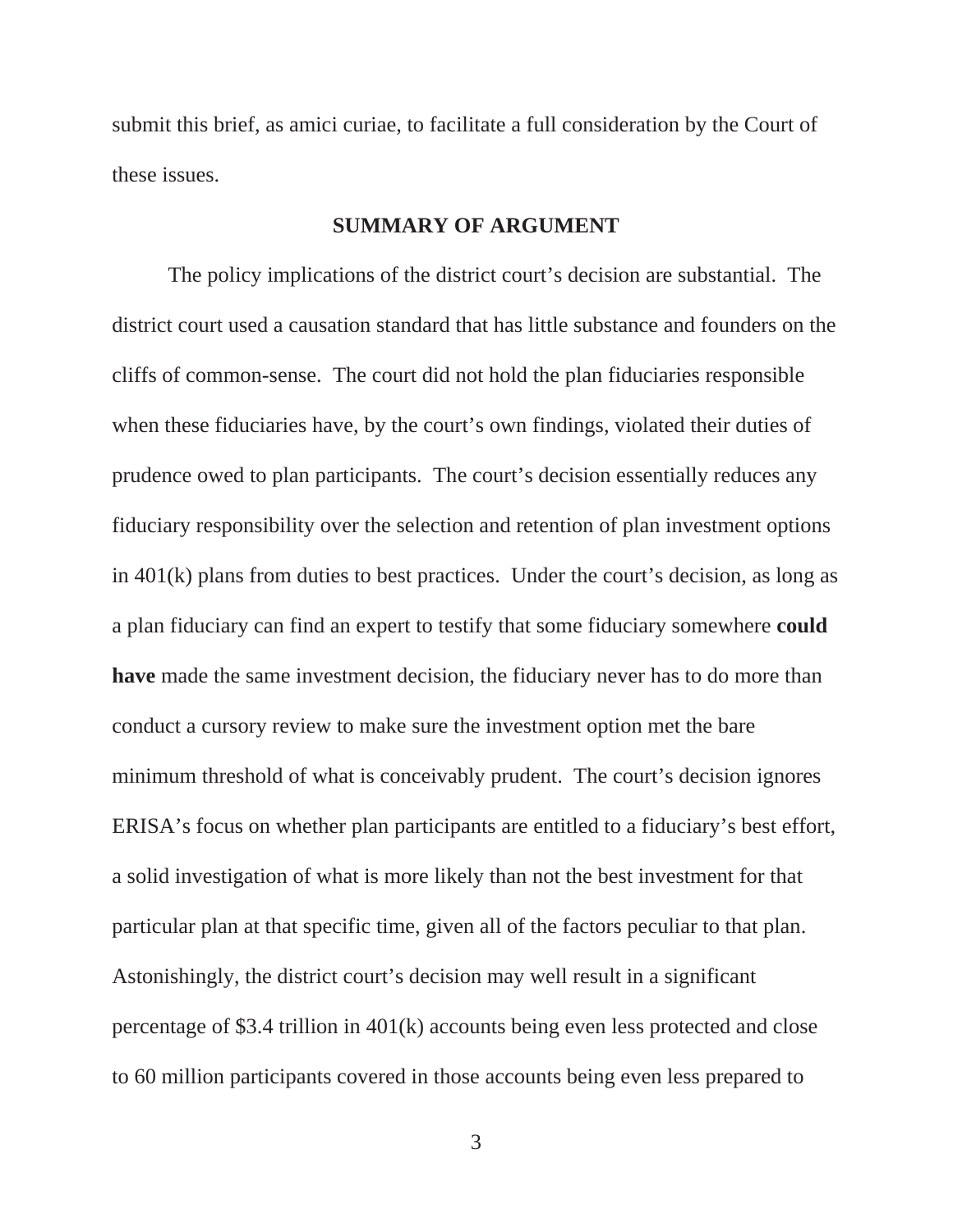submit this brief, as amici curiae, to facilitate a full consideration by the Court of these issues.

## SUMMARY OF ARGUMENT

The policy implications of the district court's decision are substantial. The district court used a causation standard that has little substance and founders on the cliffs of common-sense. The court did not hold the plan fiduciaries responsible when these fiduciaries have, by the court's own findings, violated their duties of prudence owed to plan participants. The court's decision essentially reduces any fiduciary responsibility over the selection and retention of plan investment options in 401(k) plans from duties to best practices. Under the court's decision, as long as a plan fiduciary can find an expert to testify that some fiduciary somewhere **could have** made the same investment decision, the fiduciary never has to do more than conduct a cursory review to make sure the investment option met the bare minimum threshold of what is conceivably prudent. The court's decision ignores ERISA's focus on whether plan participants are entitled to a fiduciary's best effort, a solid investigation of what is more likely than not the best investment for that particular plan at that specific time, given all of the factors peculiar to that plan. Astonishingly, the district court's decision may well result in a significant percentage of $3.4 trillion in 401(k) accounts being even less protected and close to 60 million participants covered in those accounts being even less prepared to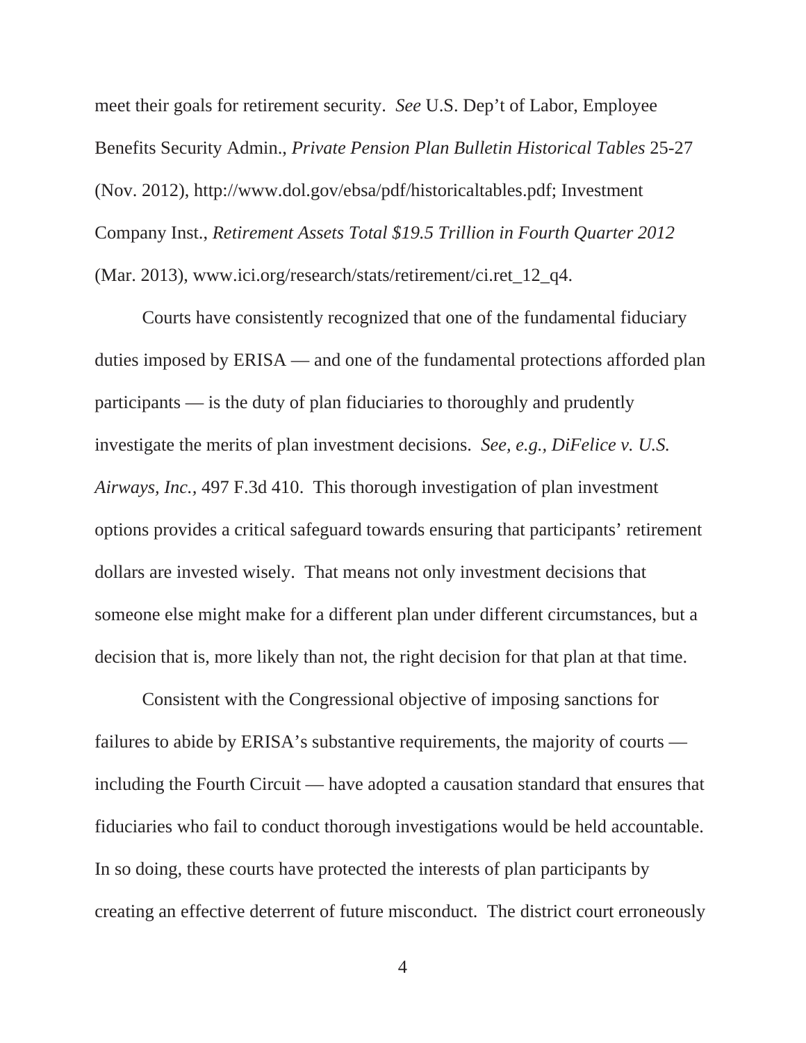meet their goals for retirement security. *See* U.S. Dep't of Labor, Employee Benefits Security Admin., *Private Pension Plan Bulletin Historical Tables* 25-27 (Nov. 2012), http://www.dol.gov/ebsa/pdf/historicaltables.pdf; Investment Company Inst., *Retirement Assets Total $19.5 Trillion in Fourth Quarter 2012* (Mar. 2013), www.ici.org/research/stats/retirement/ci.ret_12_q4.

Courts have consistently recognized that one of the fundamental fiduciary duties imposed by ERISA — and one of the fundamental protections afforded plan participants — is the duty of plan fiduciaries to thoroughly and prudently investigate the merits of plan investment decisions. *See, e.g.*, *DiFelice v. U.S. Airways, Inc.*, 497 F.3d 410. This thorough investigation of plan investment options provides a critical safeguard towards ensuring that participants' retirement dollars are invested wisely. That means not only investment decisions that someone else might make for a different plan under different circumstances, but a decision that is, more likely than not, the right decision for that plan at that time.

Consistent with the Congressional objective of imposing sanctions for failures to abide by ERISA's substantive requirements, the majority of courts — including the Fourth Circuit — have adopted a causation standard that ensures that fiduciaries who fail to conduct thorough investigations would be held accountable. In so doing, these courts have protected the interests of plan participants by creating an effective deterrent of future misconduct. The district court erroneously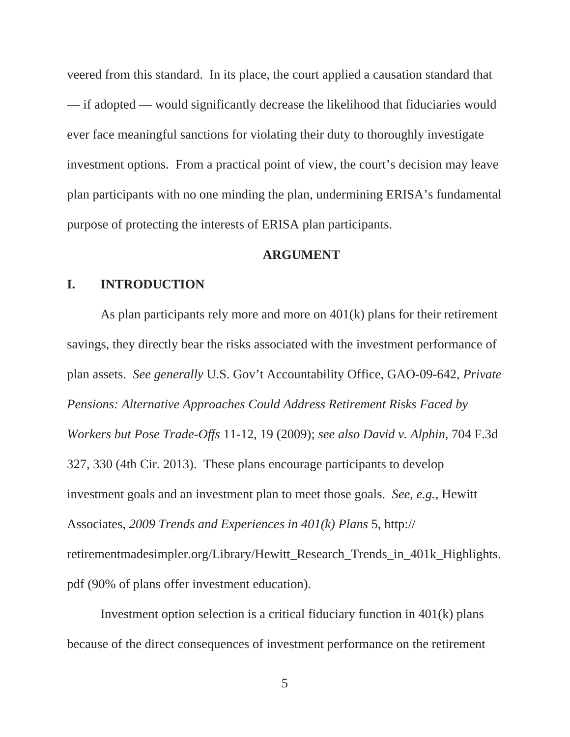veered from this standard. In its place, the court applied a causation standard that — if adopted — would significantly decrease the likelihood that fiduciaries would ever face meaningful sanctions for violating their duty to thoroughly investigate investment options. From a practical point of view, the court's decision may leave plan participants with no one minding the plan, undermining ERISA's fundamental purpose of protecting the interests of ERISA plan participants.

## ARGUMENT

### I. INTRODUCTION

As plan participants rely more and more on 401(k) plans for their retirement savings, they directly bear the risks associated with the investment performance of plan assets. *See generally* U.S. Gov't Accountability Office, GAO-09-642, *Private Pensions: Alternative Approaches Could Address Retirement Risks Faced by Workers but Pose Trade-Offs* 11-12, 19 (2009); *see also David v. Alphin*, 704 F.3d 327, 330 (4th Cir. 2013). These plans encourage participants to develop investment goals and an investment plan to meet those goals. *See, e.g.,* Hewitt Associates, *2009 Trends and Experiences in 401(k) Plans* 5, http://retirementmadesimpler.org/Library/Hewitt_Research_Trends_in_401k_Highlights.pdf (90% of plans offer investment education).

Investment option selection is a critical fiduciary function in 401(k) plans because of the direct consequences of investment performance on the retirement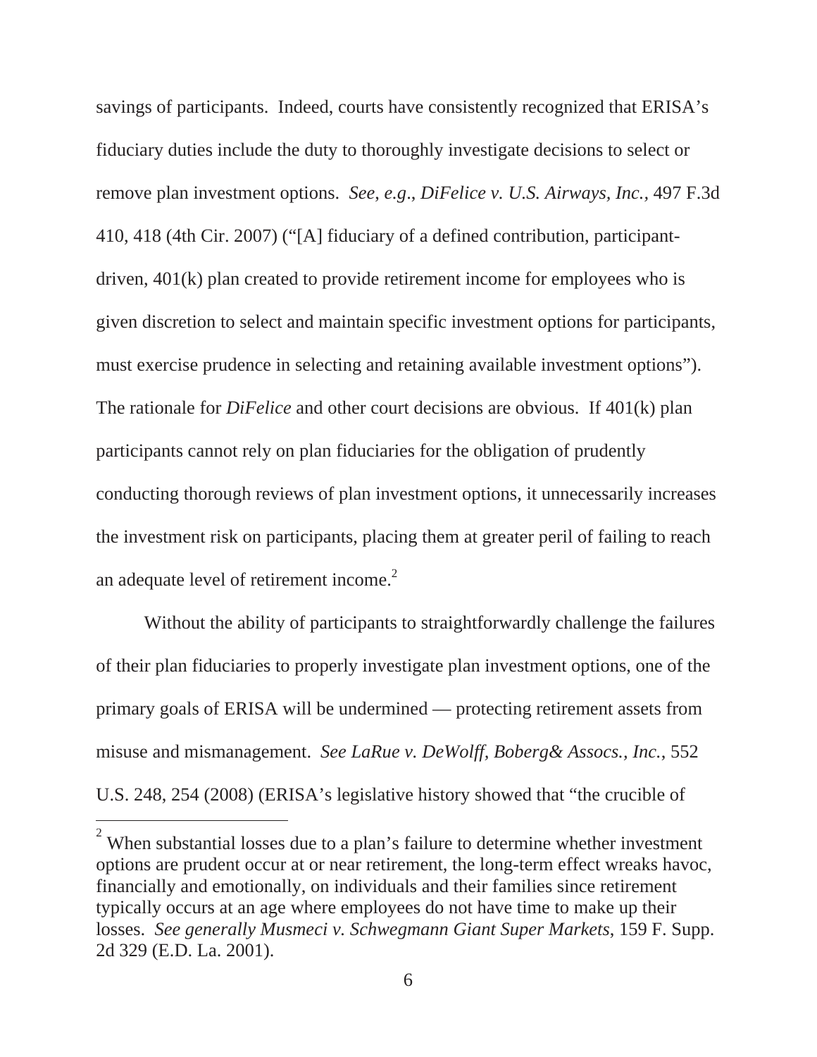savings of participants. Indeed, courts have consistently recognized that ERISA's fiduciary duties include the duty to thoroughly investigate decisions to select or remove plan investment options. *See, e.g*., *DiFelice v. U.S. Airways, Inc.*, 497 F.3d 410, 418 (4th Cir. 2007) ("[A] fiduciary of a defined contribution, participant-driven, 401(k) plan created to provide retirement income for employees who is given discretion to select and maintain specific investment options for participants, must exercise prudence in selecting and retaining available investment options"). The rationale for *DiFelice* and other court decisions are obvious. If 401(k) plan participants cannot rely on plan fiduciaries for the obligation of prudently conducting thorough reviews of plan investment options, it unnecessarily increases the investment risk on participants, placing them at greater peril of failing to reach an adequate level of retirement income.[2]

Without the ability of participants to straightforwardly challenge the failures of their plan fiduciaries to properly investigate plan investment options, one of the primary goals of ERISA will be undermined — protecting retirement assets from misuse and mismanagement. *See LaRue v. DeWolff, Boberg& Assocs., Inc.*, 552 U.S. 248, 254 (2008) (ERISA's legislative history showed that "the crucible of

---

[2] When substantial losses due to a plan's failure to determine whether investment options are prudent occur at or near retirement, the long-term effect wreaks havoc, financially and emotionally, on individuals and their families since retirement typically occurs at an age where employees do not have time to make up their losses. *See generally Musmeci v. Schwegmann Giant Super Markets*, 159 F. Supp. 2d 329 (E.D. La. 2001).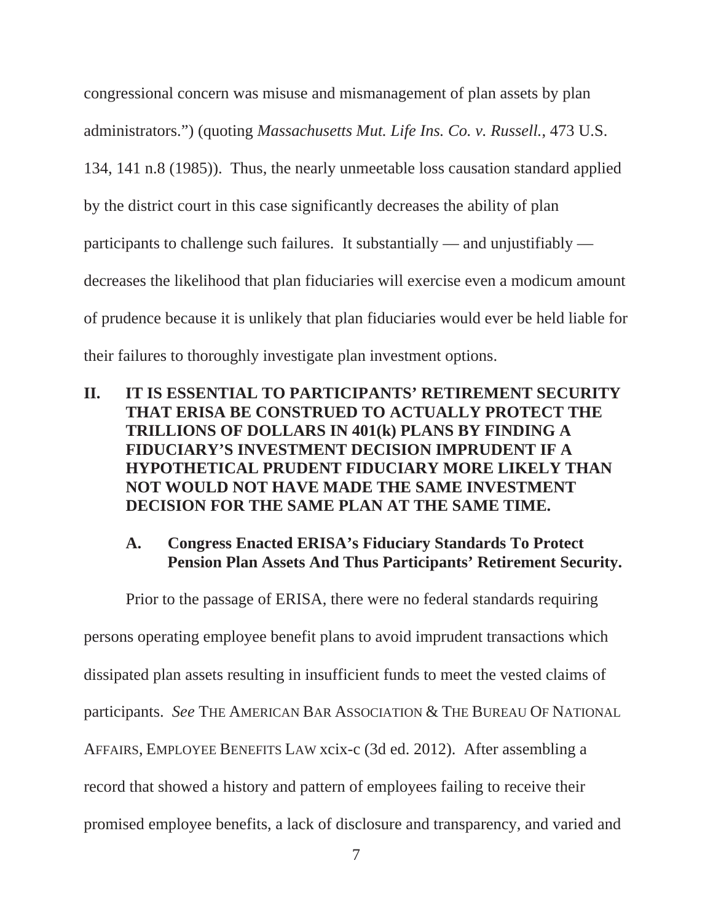congressional concern was misuse and mismanagement of plan assets by plan administrators.") (quoting *Massachusetts Mut. Life Ins. Co. v. Russell.*, 473 U.S. 134, 141 n.8 (1985)). Thus, the nearly unmeetable loss causation standard applied by the district court in this case significantly decreases the ability of plan participants to challenge such failures. It substantially — and unjustifiably — decreases the likelihood that plan fiduciaries will exercise even a modicum amount of prudence because it is unlikely that plan fiduciaries would ever be held liable for their failures to thoroughly investigate plan investment options.

## II. IT IS ESSENTIAL TO PARTICIPANTS' RETIREMENT SECURITY THAT ERISA BE CONSTRUED TO ACTUALLY PROTECT THE TRILLIONS OF DOLLARS IN 401(k) PLANS BY FINDING A FIDUCIARY'S INVESTMENT DECISION IMPRUDENT IF A HYPOTHETICAL PRUDENT FIDUCIARY MORE LIKELY THAN NOT WOULD NOT HAVE MADE THE SAME INVESTMENT DECISION FOR THE SAME PLAN AT THE SAME TIME.

### A. Congress Enacted ERISA's Fiduciary Standards To Protect Pension Plan Assets And Thus Participants' Retirement Security.

Prior to the passage of ERISA, there were no federal standards requiring persons operating employee benefit plans to avoid imprudent transactions which dissipated plan assets resulting in insufficient funds to meet the vested claims of participants. *See* THE AMERICAN BAR ASSOCIATION & THE BUREAU OF NATIONAL AFFAIRS, EMPLOYEE BENEFITS LAW xcix-c (3d ed. 2012). After assembling a record that showed a history and pattern of employees failing to receive their promised employee benefits, a lack of disclosure and transparency, and varied and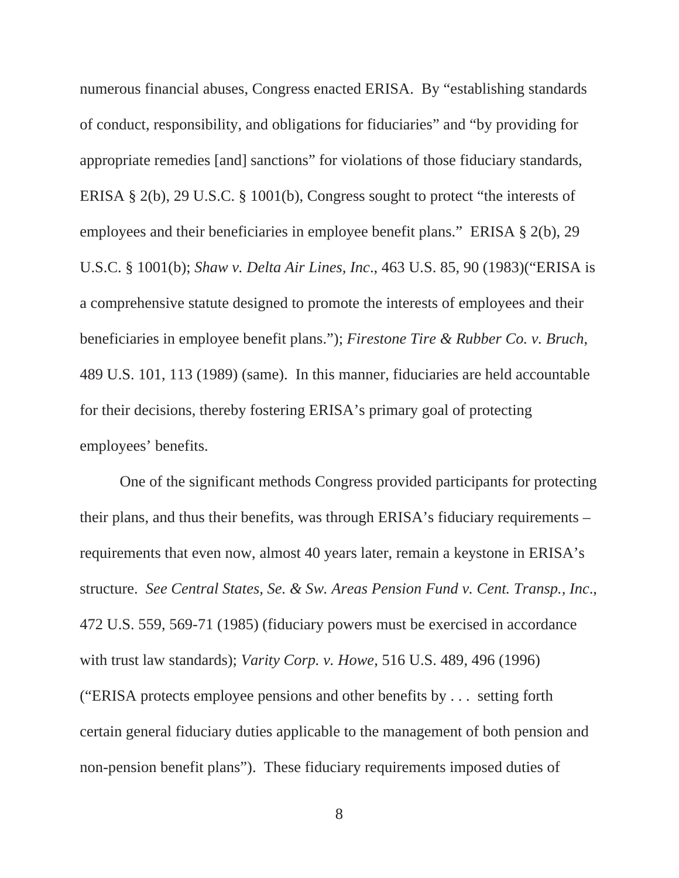numerous financial abuses, Congress enacted ERISA. By "establishing standards of conduct, responsibility, and obligations for fiduciaries" and "by providing for appropriate remedies [and] sanctions" for violations of those fiduciary standards, ERISA § 2(b), 29 U.S.C. § 1001(b), Congress sought to protect "the interests of employees and their beneficiaries in employee benefit plans." ERISA § 2(b), 29 U.S.C. § 1001(b); *Shaw v. Delta Air Lines, Inc*., 463 U.S. 85, 90 (1983)("ERISA is a comprehensive statute designed to promote the interests of employees and their beneficiaries in employee benefit plans."); *Firestone Tire & Rubber Co. v. Bruch*, 489 U.S. 101, 113 (1989) (same). In this manner, fiduciaries are held accountable for their decisions, thereby fostering ERISA's primary goal of protecting employees' benefits.

One of the significant methods Congress provided participants for protecting their plans, and thus their benefits, was through ERISA's fiduciary requirements – requirements that even now, almost 40 years later, remain a keystone in ERISA's structure. *See Central States, Se. & Sw. Areas Pension Fund v. Cent. Transp., Inc*., 472 U.S. 559, 569-71 (1985) (fiduciary powers must be exercised in accordance with trust law standards); *Varity Corp. v. Howe*, 516 U.S. 489, 496 (1996) ("ERISA protects employee pensions and other benefits by . . . setting forth certain general fiduciary duties applicable to the management of both pension and non-pension benefit plans"). These fiduciary requirements imposed duties of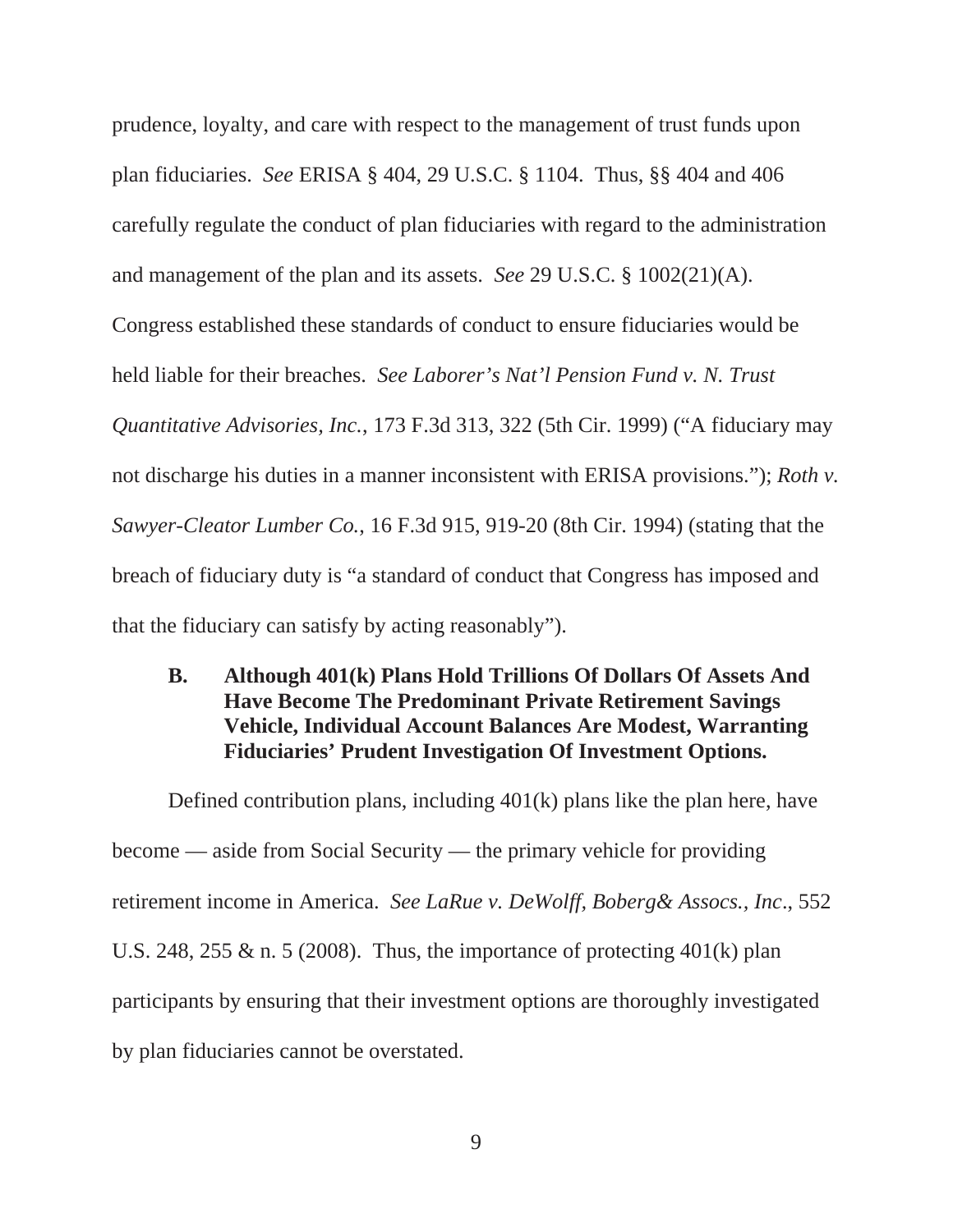prudence, loyalty, and care with respect to the management of trust funds upon plan fiduciaries. *See* ERISA § 404, 29 U.S.C. § 1104. Thus, §§ 404 and 406 carefully regulate the conduct of plan fiduciaries with regard to the administration and management of the plan and its assets. *See* 29 U.S.C. § 1002(21)(A). Congress established these standards of conduct to ensure fiduciaries would be held liable for their breaches. *See Laborer's Nat'l Pension Fund v. N. Trust Quantitative Advisories, Inc.*, 173 F.3d 313, 322 (5th Cir. 1999) ("A fiduciary may not discharge his duties in a manner inconsistent with ERISA provisions."); *Roth v. Sawyer-Cleator Lumber Co.*, 16 F.3d 915, 919-20 (8th Cir. 1994) (stating that the breach of fiduciary duty is "a standard of conduct that Congress has imposed and that the fiduciary can satisfy by acting reasonably").

### B. Although 401(k) Plans Hold Trillions Of Dollars Of Assets And Have Become The Predominant Private Retirement Savings Vehicle, Individual Account Balances Are Modest, Warranting Fiduciaries' Prudent Investigation Of Investment Options.

Defined contribution plans, including 401(k) plans like the plan here, have become — aside from Social Security — the primary vehicle for providing retirement income in America. *See LaRue v. DeWolff, Boberg& Assocs., Inc*., 552 U.S. 248, 255 & n. 5 (2008). Thus, the importance of protecting 401(k) plan participants by ensuring that their investment options are thoroughly investigated by plan fiduciaries cannot be overstated.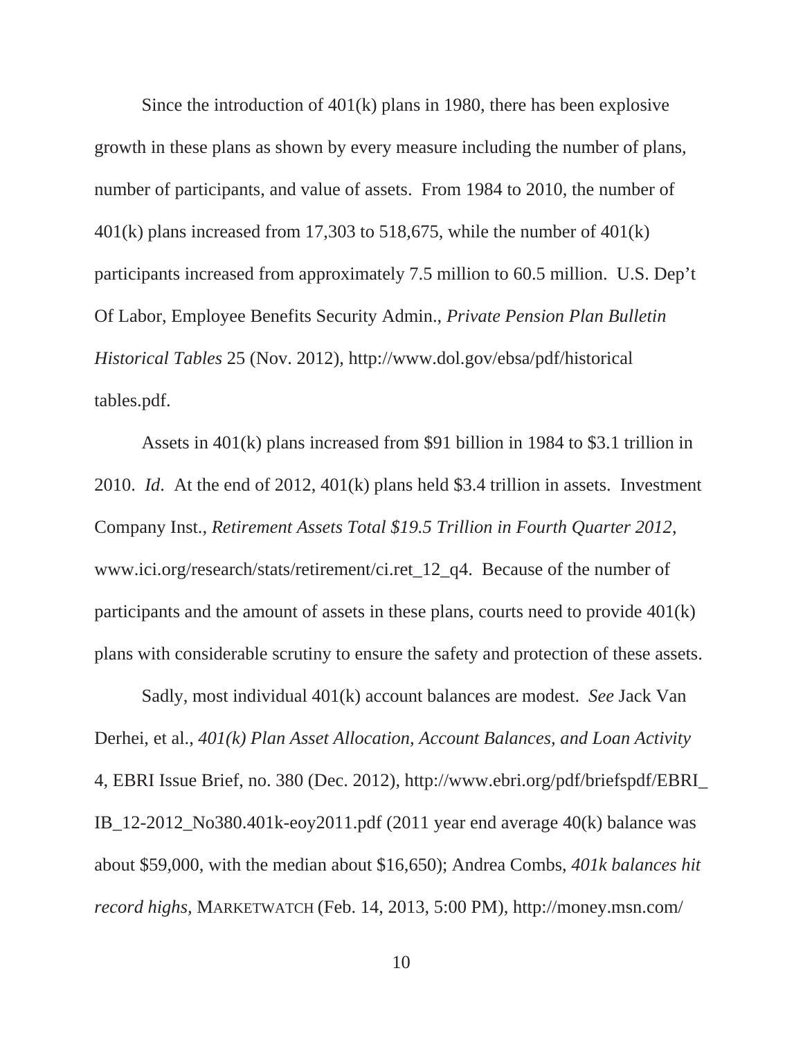Since the introduction of 401(k) plans in 1980, there has been explosive growth in these plans as shown by every measure including the number of plans, number of participants, and value of assets. From 1984 to 2010, the number of 401(k) plans increased from 17,303 to 518,675, while the number of 401(k) participants increased from approximately 7.5 million to 60.5 million. U.S. Dep't Of Labor, Employee Benefits Security Admin., *Private Pension Plan Bulletin Historical Tables* 25 (Nov. 2012), http://www.dol.gov/ebsa/pdf/historical tables.pdf.

Assets in 401(k) plans increased from $91 billion in 1984 to $3.1 trillion in 2010. *Id*. At the end of 2012, 401(k) plans held $3.4 trillion in assets. Investment Company Inst., *Retirement Assets Total $19.5 Trillion in Fourth Quarter 2012*, www.ici.org/research/stats/retirement/ci.ret_12_q4. Because of the number of participants and the amount of assets in these plans, courts need to provide 401(k) plans with considerable scrutiny to ensure the safety and protection of these assets.

Sadly, most individual 401(k) account balances are modest. *See* Jack Van Derhei, et al., *401(k) Plan Asset Allocation, Account Balances, and Loan Activity* 4, EBRI Issue Brief, no. 380 (Dec. 2012), http://www.ebri.org/pdf/briefspdf/EBRI_IB_12-2012_No380.401k-eoy2011.pdf (2011 year end average 40(k) balance was about $59,000, with the median about $16,650); Andrea Combs, *401k balances hit record highs*, MARKETWATCH (Feb. 14, 2013, 5:00 PM), http://money.msn.com/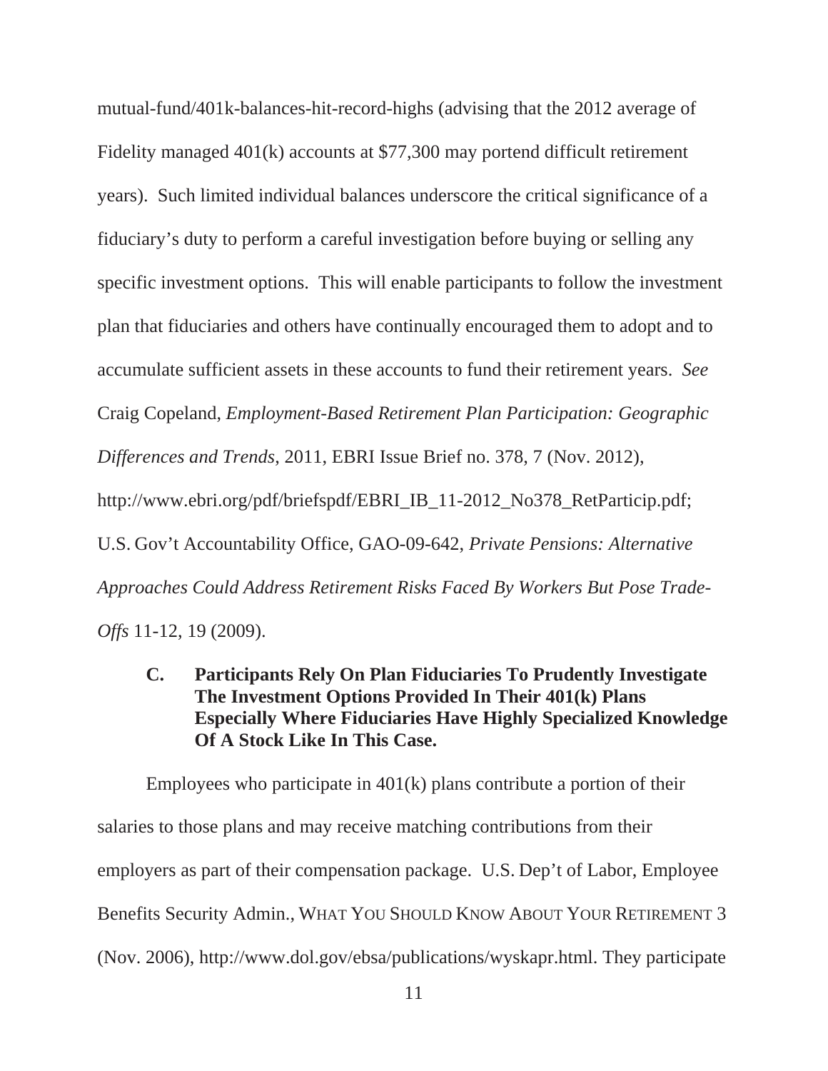mutual-fund/401k-balances-hit-record-highs (advising that the 2012 average of Fidelity managed 401(k) accounts at $77,300 may portend difficult retirement years). Such limited individual balances underscore the critical significance of a fiduciary's duty to perform a careful investigation before buying or selling any specific investment options. This will enable participants to follow the investment plan that fiduciaries and others have continually encouraged them to adopt and to accumulate sufficient assets in these accounts to fund their retirement years. *See* Craig Copeland, *Employment-Based Retirement Plan Participation: Geographic Differences and Trends,* 2011, EBRI Issue Brief no. 378, 7 (Nov. 2012), http://www.ebri.org/pdf/briefspdf/EBRI_IB_11-2012_No378_RetParticip.pdf; U.S. Gov't Accountability Office, GAO-09-642, *Private Pensions: Alternative Approaches Could Address Retirement Risks Faced By Workers But Pose Trade-Offs* 11-12, 19 (2009).

### C. Participants Rely On Plan Fiduciaries To Prudently Investigate The Investment Options Provided In Their 401(k) Plans Especially Where Fiduciaries Have Highly Specialized Knowledge Of A Stock Like In This Case.

Employees who participate in 401(k) plans contribute a portion of their salaries to those plans and may receive matching contributions from their employers as part of their compensation package. U.S. Dep't of Labor, Employee Benefits Security Admin., WHAT YOU SHOULD KNOW ABOUT YOUR RETIREMENT 3 (Nov. 2006), http://www.dol.gov/ebsa/publications/wyskapr.html. They participate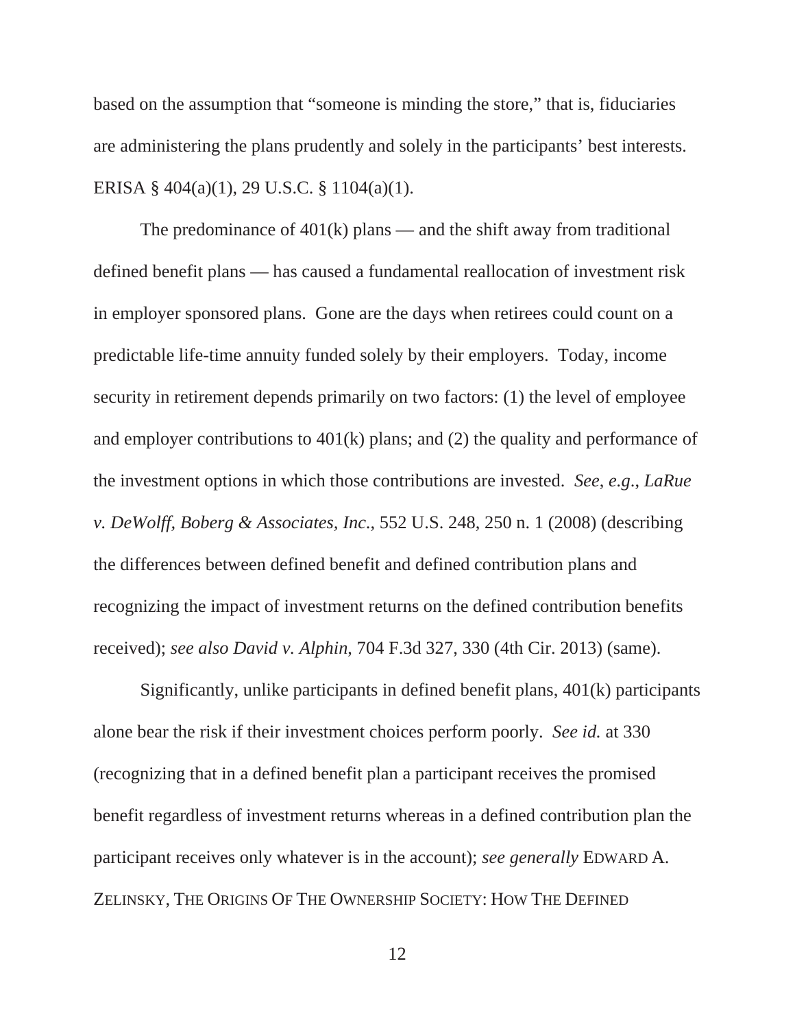based on the assumption that "someone is minding the store," that is, fiduciaries are administering the plans prudently and solely in the participants' best interests. ERISA § 404(a)(1), 29 U.S.C. § 1104(a)(1).

The predominance of 401(k) plans — and the shift away from traditional defined benefit plans — has caused a fundamental reallocation of investment risk in employer sponsored plans. Gone are the days when retirees could count on a predictable life-time annuity funded solely by their employers. Today, income security in retirement depends primarily on two factors: (1) the level of employee and employer contributions to 401(k) plans; and (2) the quality and performance of the investment options in which those contributions are invested. *See, e.g.*, *LaRue v. DeWolff, Boberg & Associates, Inc.*, 552 U.S. 248, 250 n. 1 (2008) (describing the differences between defined benefit and defined contribution plans and recognizing the impact of investment returns on the defined contribution benefits received); *see also David v. Alphin*, 704 F.3d 327, 330 (4th Cir. 2013) (same).

Significantly, unlike participants in defined benefit plans, 401(k) participants alone bear the risk if their investment choices perform poorly. *See id.* at 330 (recognizing that in a defined benefit plan a participant receives the promised benefit regardless of investment returns whereas in a defined contribution plan the participant receives only whatever is in the account); *see generally* EDWARD A. ZELINSKY, THE ORIGINS OF THE OWNERSHIP SOCIETY: HOW THE DEFINED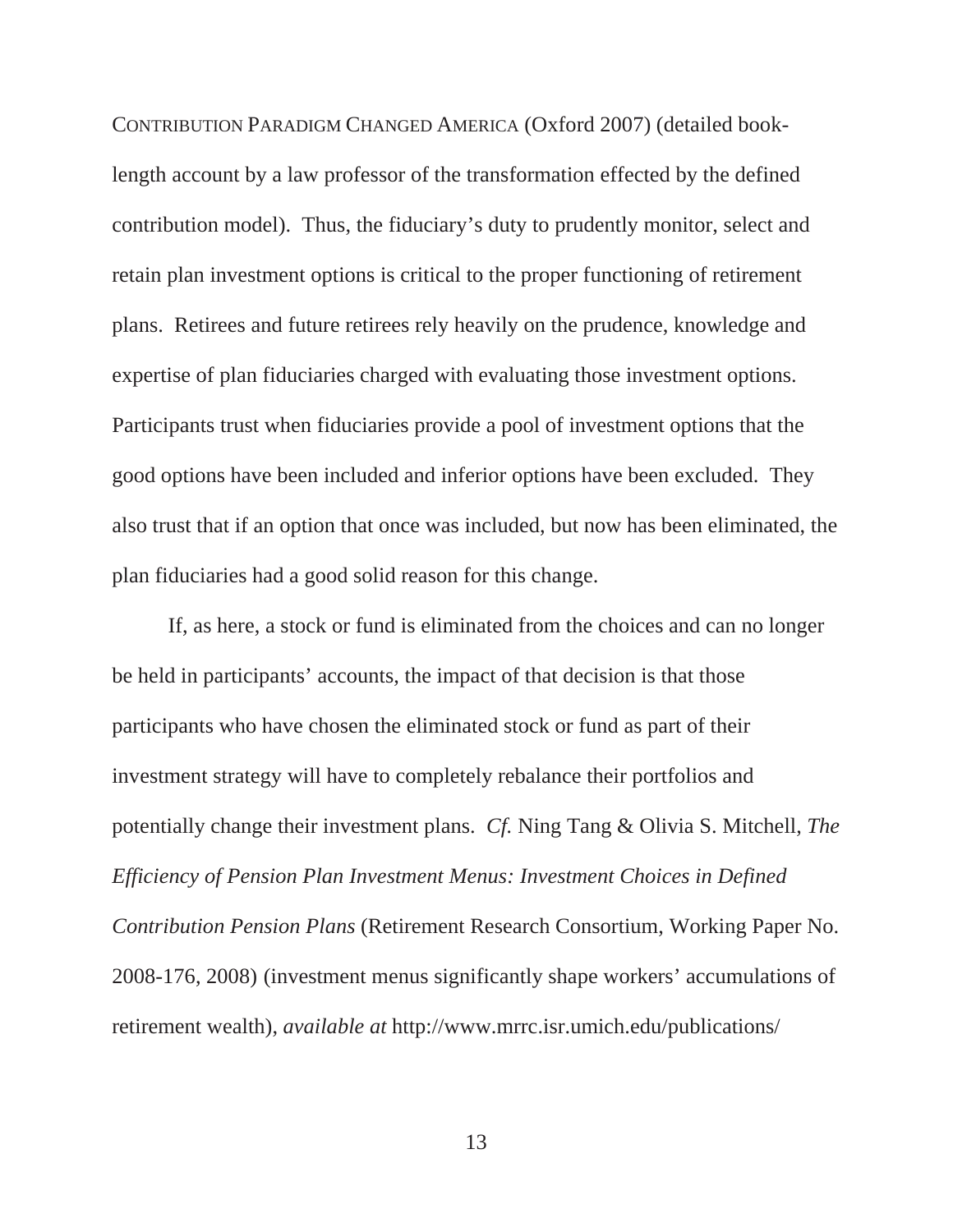CONTRIBUTION PARADIGM CHANGED AMERICA (Oxford 2007) (detailed book-length account by a law professor of the transformation effected by the defined contribution model). Thus, the fiduciary's duty to prudently monitor, select and retain plan investment options is critical to the proper functioning of retirement plans. Retirees and future retirees rely heavily on the prudence, knowledge and expertise of plan fiduciaries charged with evaluating those investment options. Participants trust when fiduciaries provide a pool of investment options that the good options have been included and inferior options have been excluded. They also trust that if an option that once was included, but now has been eliminated, the plan fiduciaries had a good solid reason for this change.

If, as here, a stock or fund is eliminated from the choices and can no longer be held in participants' accounts, the impact of that decision is that those participants who have chosen the eliminated stock or fund as part of their investment strategy will have to completely rebalance their portfolios and potentially change their investment plans. *Cf.* Ning Tang & Olivia S. Mitchell, *The Efficiency of Pension Plan Investment Menus: Investment Choices in Defined Contribution Pension Plans* (Retirement Research Consortium, Working Paper No. 2008-176, 2008) (investment menus significantly shape workers' accumulations of retirement wealth), *available at* http://www.mrrc.isr.umich.edu/publications/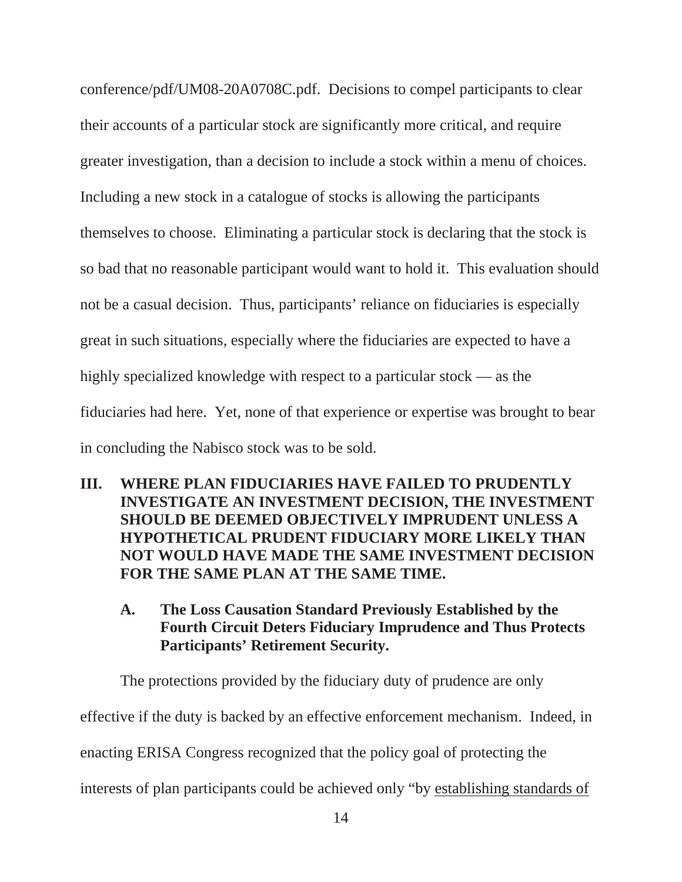conference/pdf/UM08-20A0708C.pdf. Decisions to compel participants to clear their accounts of a particular stock are significantly more critical, and require greater investigation, than a decision to include a stock within a menu of choices. Including a new stock in a catalogue of stocks is allowing the participants themselves to choose. Eliminating a particular stock is declaring that the stock is so bad that no reasonable participant would want to hold it. This evaluation should not be a casual decision. Thus, participants' reliance on fiduciaries is especially great in such situations, especially where the fiduciaries are expected to have a highly specialized knowledge with respect to a particular stock — as the fiduciaries had here. Yet, none of that experience or expertise was brought to bear in concluding the Nabisco stock was to be sold.

## III. WHERE PLAN FIDUCIARIES HAVE FAILED TO PRUDENTLY INVESTIGATE AN INVESTMENT DECISION, THE INVESTMENT SHOULD BE DEEMED OBJECTIVELY IMPRUDENT UNLESS A HYPOTHETICAL PRUDENT FIDUCIARY MORE LIKELY THAN NOT WOULD HAVE MADE THE SAME INVESTMENT DECISION FOR THE SAME PLAN AT THE SAME TIME.

### A. The Loss Causation Standard Previously Established by the Fourth Circuit Deters Fiduciary Imprudence and Thus Protects Participants' Retirement Security.

The protections provided by the fiduciary duty of prudence are only effective if the duty is backed by an effective enforcement mechanism. Indeed, in enacting ERISA Congress recognized that the policy goal of protecting the interests of plan participants could be achieved only "by establishing standards of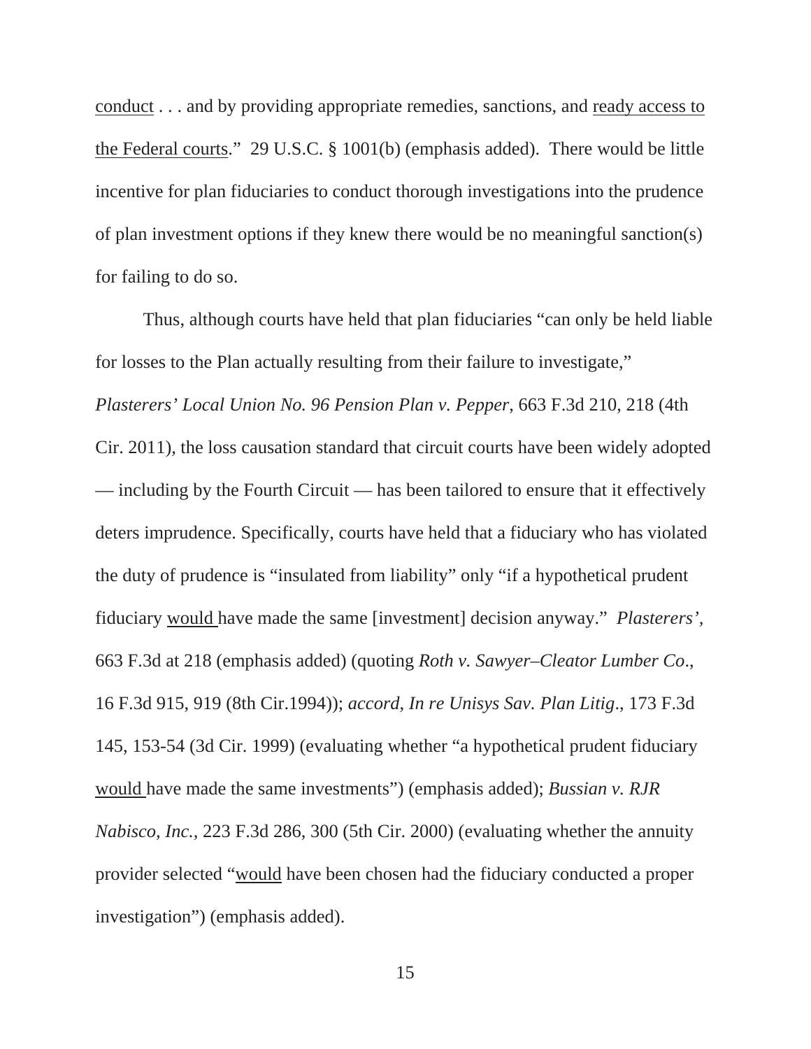conduct . . . and by providing appropriate remedies, sanctions, and <u>ready access to the Federal courts</u>." 29 U.S.C. § 1001(b) (emphasis added). There would be little incentive for plan fiduciaries to conduct thorough investigations into the prudence of plan investment options if they knew there would be no meaningful sanction(s) for failing to do so.

Thus, although courts have held that plan fiduciaries "can only be held liable for losses to the Plan actually resulting from their failure to investigate," *Plasterers' Local Union No. 96 Pension Plan v. Pepper*, 663 F.3d 210, 218 (4th Cir. 2011), the loss causation standard that circuit courts have been widely adopted — including by the Fourth Circuit — has been tailored to ensure that it effectively deters imprudence. Specifically, courts have held that a fiduciary who has violated the duty of prudence is "insulated from liability" only "if a hypothetical prudent fiduciary <u>would</u> have made the same [investment] decision anyway." *Plasterers'*, 663 F.3d at 218 (emphasis added) (quoting *Roth v. Sawyer–Cleator Lumber Co*., 16 F.3d 915, 919 (8th Cir.1994)); *accord, In re Unisys Sav. Plan Litig*., 173 F.3d 145, 153-54 (3d Cir. 1999) (evaluating whether "a hypothetical prudent fiduciary <u>would</u> have made the same investments") (emphasis added); *Bussian v. RJR Nabisco, Inc.*, 223 F.3d 286, 300 (5th Cir. 2000) (evaluating whether the annuity provider selected "<u>would</u> have been chosen had the fiduciary conducted a proper investigation") (emphasis added).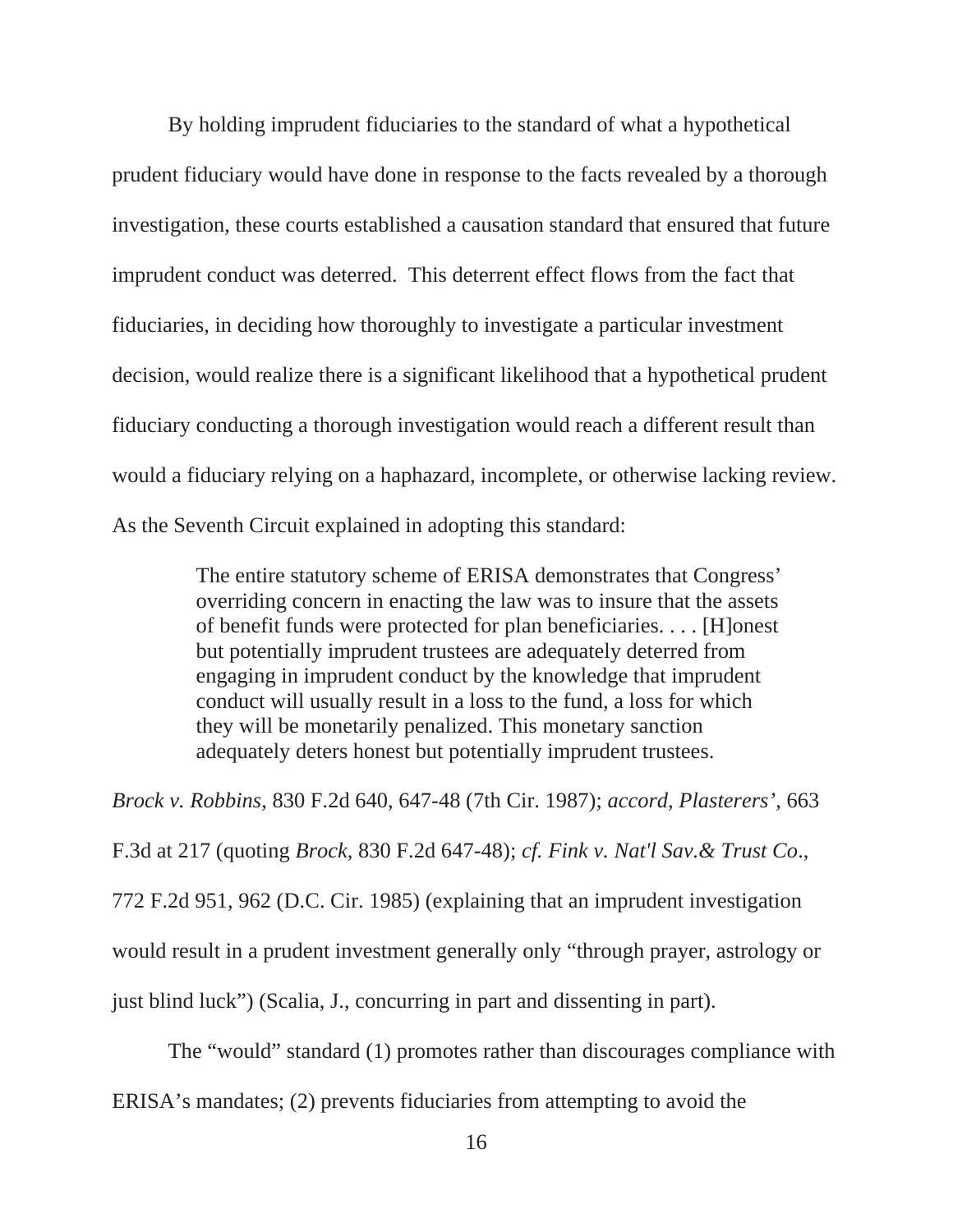By holding imprudent fiduciaries to the standard of what a hypothetical prudent fiduciary would have done in response to the facts revealed by a thorough investigation, these courts established a causation standard that ensured that future imprudent conduct was deterred. This deterrent effect flows from the fact that fiduciaries, in deciding how thoroughly to investigate a particular investment decision, would realize there is a significant likelihood that a hypothetical prudent fiduciary conducting a thorough investigation would reach a different result than would a fiduciary relying on a haphazard, incomplete, or otherwise lacking review. As the Seventh Circuit explained in adopting this standard:

> The entire statutory scheme of ERISA demonstrates that Congress' overriding concern in enacting the law was to insure that the assets of benefit funds were protected for plan beneficiaries. . . . [H]onest but potentially imprudent trustees are adequately deterred from engaging in imprudent conduct by the knowledge that imprudent conduct will usually result in a loss to the fund, a loss for which they will be monetarily penalized. This monetary sanction adequately deters honest but potentially imprudent trustees.

*Brock v. Robbins*, 830 F.2d 640, 647-48 (7th Cir. 1987); *accord*, *Plasterers'*, 663 F.3d at 217 (quoting *Brock*, 830 F.2d 647-48); *cf. Fink v. Nat'l Sav.& Trust Co*., 772 F.2d 951, 962 (D.C. Cir. 1985) (explaining that an imprudent investigation would result in a prudent investment generally only "through prayer, astrology or just blind luck") (Scalia, J., concurring in part and dissenting in part).

The "would" standard (1) promotes rather than discourages compliance with ERISA's mandates; (2) prevents fiduciaries from attempting to avoid the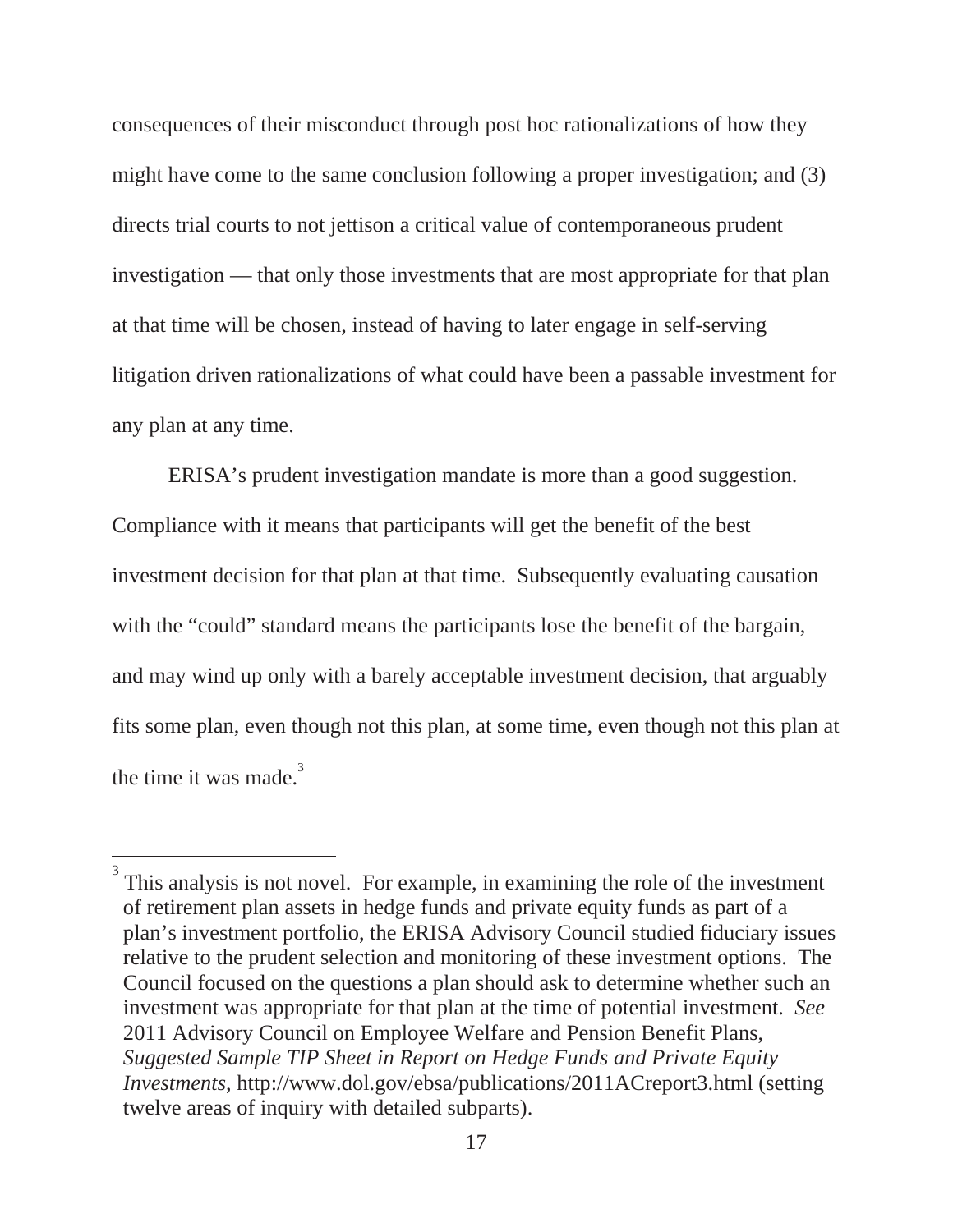consequences of their misconduct through post hoc rationalizations of how they might have come to the same conclusion following a proper investigation; and (3) directs trial courts to not jettison a critical value of contemporaneous prudent investigation — that only those investments that are most appropriate for that plan at that time will be chosen, instead of having to later engage in self-serving litigation driven rationalizations of what could have been a passable investment for any plan at any time.

ERISA's prudent investigation mandate is more than a good suggestion. Compliance with it means that participants will get the benefit of the best investment decision for that plan at that time. Subsequently evaluating causation with the "could" standard means the participants lose the benefit of the bargain, and may wind up only with a barely acceptable investment decision, that arguably fits some plan, even though not this plan, at some time, even though not this plan at the time it was made.[3]

---

[3] This analysis is not novel. For example, in examining the role of the investment of retirement plan assets in hedge funds and private equity funds as part of a plan's investment portfolio, the ERISA Advisory Council studied fiduciary issues relative to the prudent selection and monitoring of these investment options. The Council focused on the questions a plan should ask to determine whether such an investment was appropriate for that plan at the time of potential investment. *See* 2011 Advisory Council on Employee Welfare and Pension Benefit Plans, *Suggested Sample TIP Sheet in Report on Hedge Funds and Private Equity Investments*, http://www.dol.gov/ebsa/publications/2011ACreport3.html (setting twelve areas of inquiry with detailed subparts).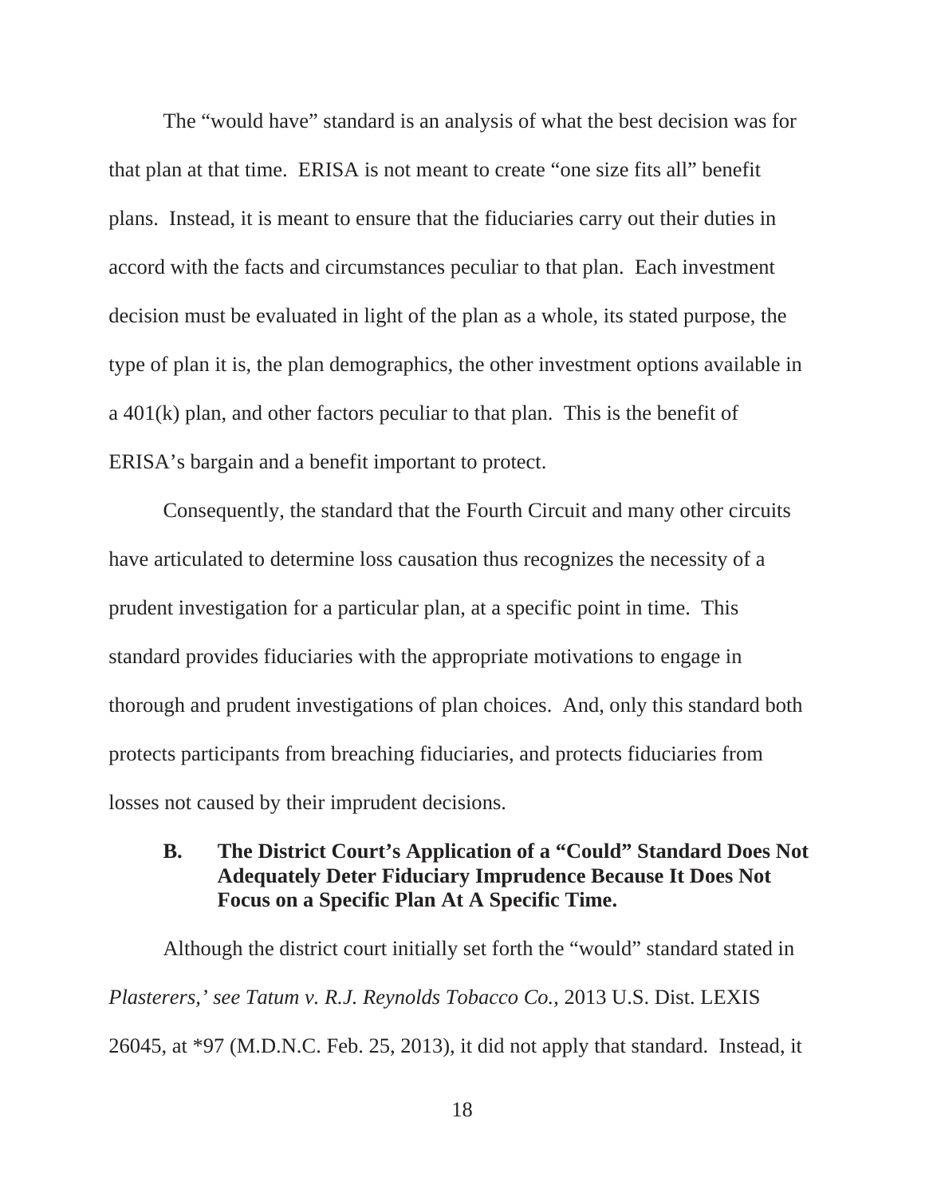The "would have" standard is an analysis of what the best decision was for that plan at that time. ERISA is not meant to create "one size fits all" benefit plans. Instead, it is meant to ensure that the fiduciaries carry out their duties in accord with the facts and circumstances peculiar to that plan. Each investment decision must be evaluated in light of the plan as a whole, its stated purpose, the type of plan it is, the plan demographics, the other investment options available in a 401(k) plan, and other factors peculiar to that plan. This is the benefit of ERISA's bargain and a benefit important to protect.

Consequently, the standard that the Fourth Circuit and many other circuits have articulated to determine loss causation thus recognizes the necessity of a prudent investigation for a particular plan, at a specific point in time. This standard provides fiduciaries with the appropriate motivations to engage in thorough and prudent investigations of plan choices. And, only this standard both protects participants from breaching fiduciaries, and protects fiduciaries from losses not caused by their imprudent decisions.

### B. The District Court's Application of a "Could" Standard Does Not Adequately Deter Fiduciary Imprudence Because It Does Not Focus on a Specific Plan At A Specific Time.

Although the district court initially set forth the "would" standard stated in *Plasterers,' see Tatum v. R.J. Reynolds Tobacco Co.*, 2013 U.S. Dist. LEXIS 26045, at *97 (M.D.N.C. Feb. 25, 2013), it did not apply that standard. Instead, it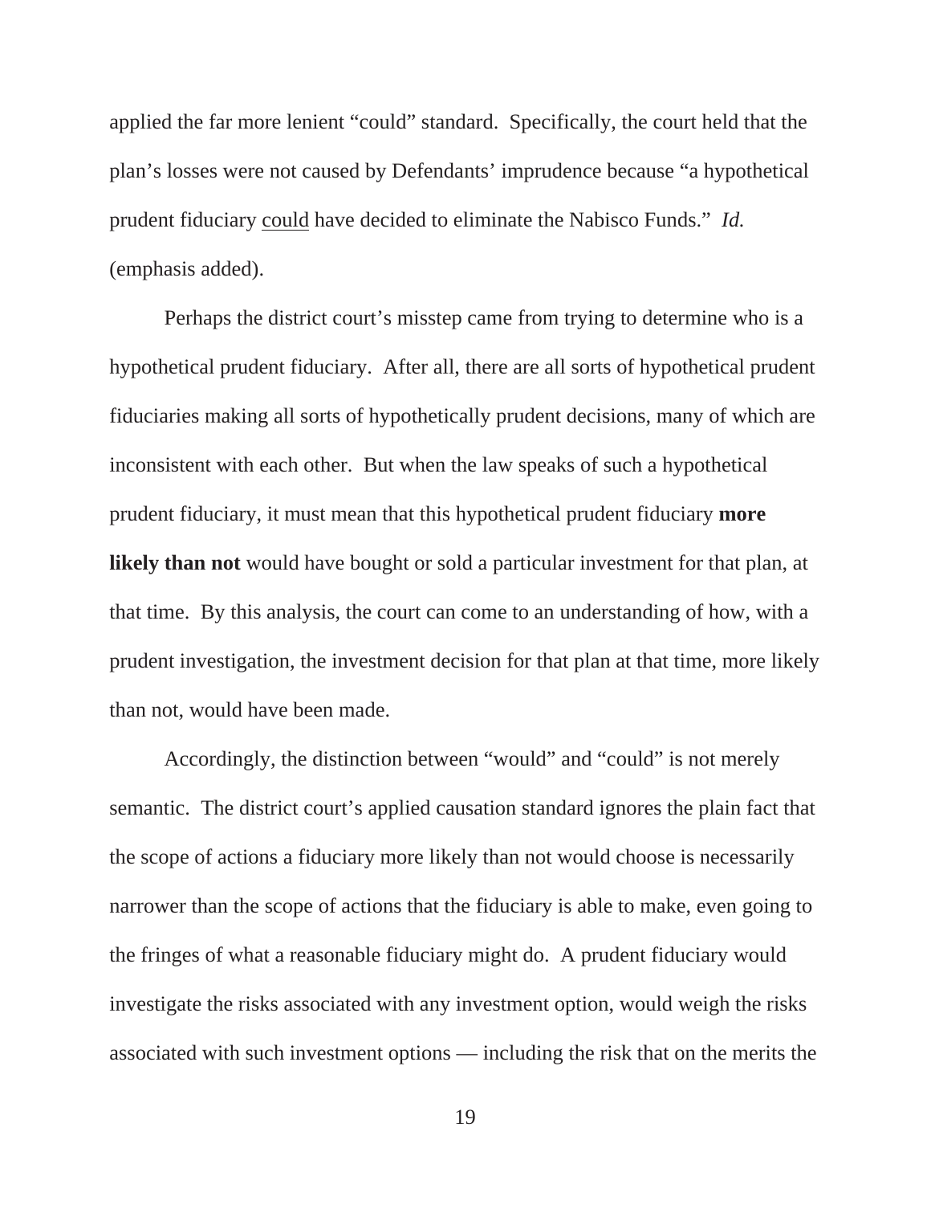applied the far more lenient "could" standard. Specifically, the court held that the plan's losses were not caused by Defendants' imprudence because "a hypothetical prudent fiduciary <u>could</u> have decided to eliminate the Nabisco Funds." *Id.* (emphasis added).

Perhaps the district court's misstep came from trying to determine who is a hypothetical prudent fiduciary. After all, there are all sorts of hypothetical prudent fiduciaries making all sorts of hypothetically prudent decisions, many of which are inconsistent with each other. But when the law speaks of such a hypothetical prudent fiduciary, it must mean that this hypothetical prudent fiduciary **more likely than not** would have bought or sold a particular investment for that plan, at that time. By this analysis, the court can come to an understanding of how, with a prudent investigation, the investment decision for that plan at that time, more likely than not, would have been made.

Accordingly, the distinction between "would" and "could" is not merely semantic. The district court's applied causation standard ignores the plain fact that the scope of actions a fiduciary more likely than not would choose is necessarily narrower than the scope of actions that the fiduciary is able to make, even going to the fringes of what a reasonable fiduciary might do. A prudent fiduciary would investigate the risks associated with any investment option, would weigh the risks associated with such investment options — including the risk that on the merits the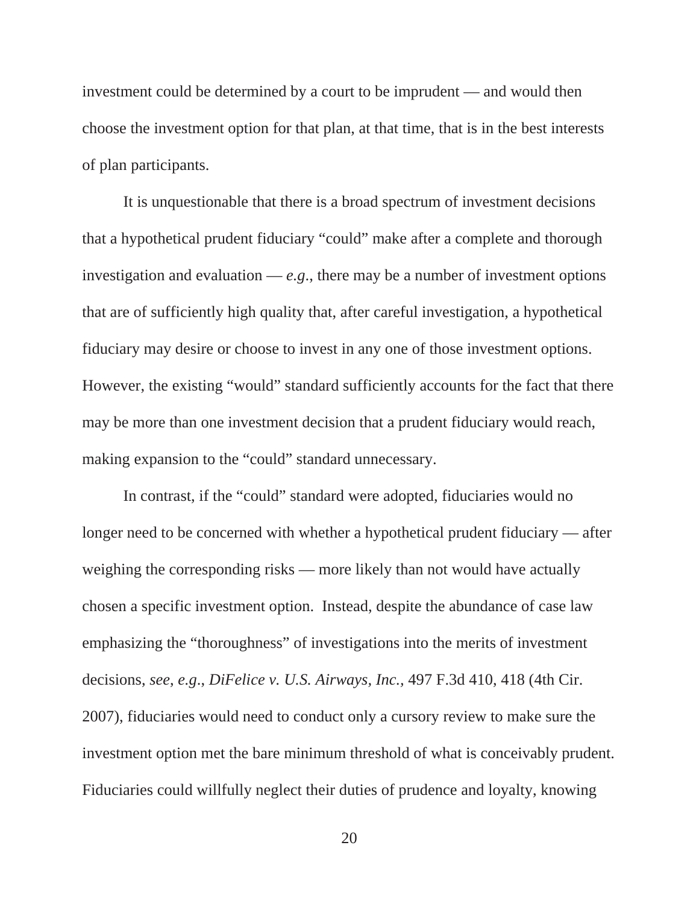investment could be determined by a court to be imprudent — and would then choose the investment option for that plan, at that time, that is in the best interests of plan participants.

It is unquestionable that there is a broad spectrum of investment decisions that a hypothetical prudent fiduciary "could" make after a complete and thorough investigation and evaluation — *e.g.*, there may be a number of investment options that are of sufficiently high quality that, after careful investigation, a hypothetical fiduciary may desire or choose to invest in any one of those investment options. However, the existing "would" standard sufficiently accounts for the fact that there may be more than one investment decision that a prudent fiduciary would reach, making expansion to the "could" standard unnecessary.

In contrast, if the "could" standard were adopted, fiduciaries would no longer need to be concerned with whether a hypothetical prudent fiduciary — after weighing the corresponding risks — more likely than not would have actually chosen a specific investment option. Instead, despite the abundance of case law emphasizing the "thoroughness" of investigations into the merits of investment decisions, *see*, *e.g*., *DiFelice v. U.S. Airways, Inc.*, 497 F.3d 410, 418 (4th Cir. 2007), fiduciaries would need to conduct only a cursory review to make sure the investment option met the bare minimum threshold of what is conceivably prudent. Fiduciaries could willfully neglect their duties of prudence and loyalty, knowing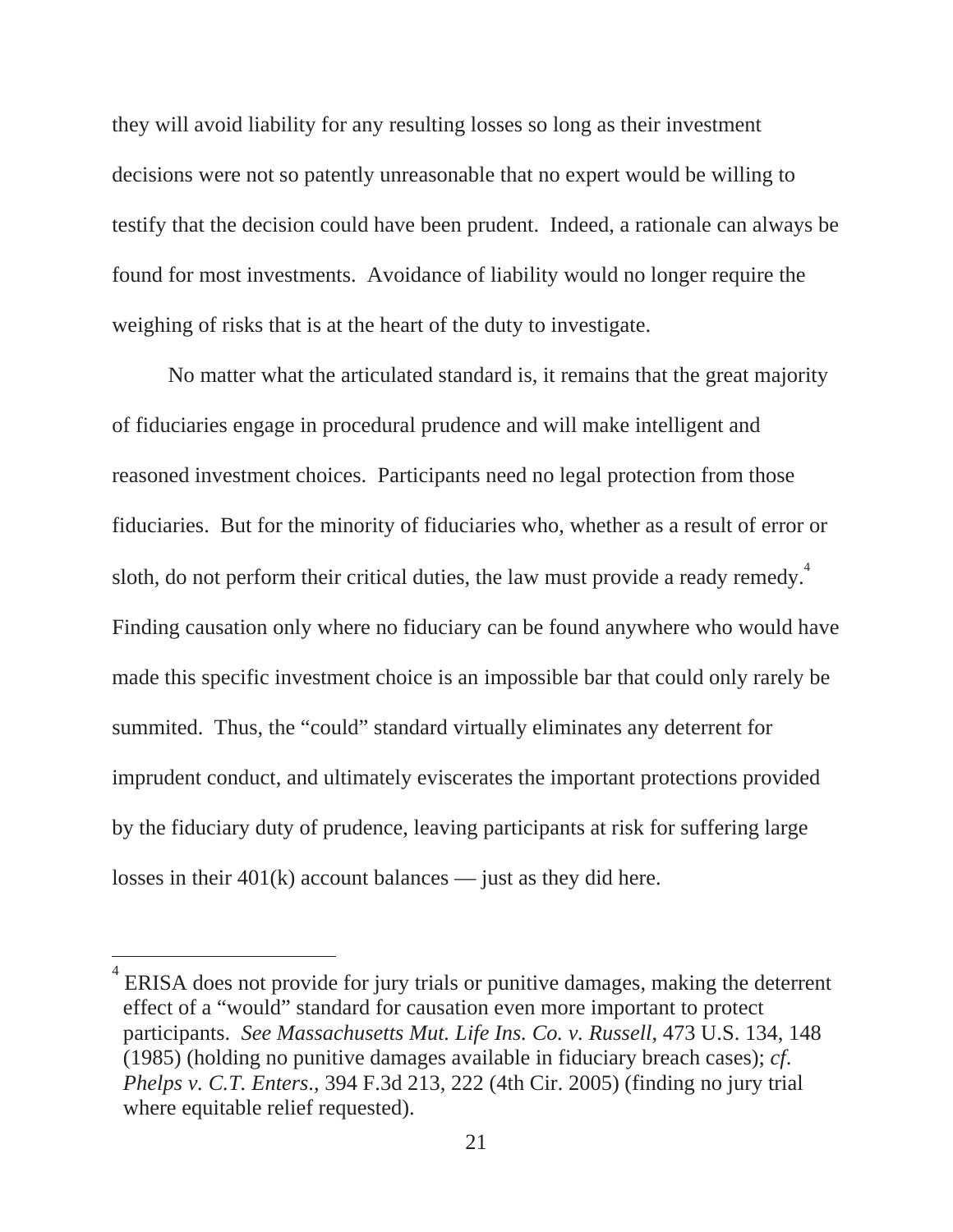they will avoid liability for any resulting losses so long as their investment decisions were not so patently unreasonable that no expert would be willing to testify that the decision could have been prudent. Indeed, a rationale can always be found for most investments. Avoidance of liability would no longer require the weighing of risks that is at the heart of the duty to investigate.

No matter what the articulated standard is, it remains that the great majority of fiduciaries engage in procedural prudence and will make intelligent and reasoned investment choices. Participants need no legal protection from those fiduciaries. But for the minority of fiduciaries who, whether as a result of error or sloth, do not perform their critical duties, the law must provide a ready remedy.[4] Finding causation only where no fiduciary can be found anywhere who would have made this specific investment choice is an impossible bar that could only rarely be summited. Thus, the "could" standard virtually eliminates any deterrent for imprudent conduct, and ultimately eviscerates the important protections provided by the fiduciary duty of prudence, leaving participants at risk for suffering large losses in their 401(k) account balances — just as they did here.

---

[4] ERISA does not provide for jury trials or punitive damages, making the deterrent effect of a "would" standard for causation even more important to protect participants. *See Massachusetts Mut. Life Ins. Co. v. Russell*, 473 U.S. 134, 148 (1985) (holding no punitive damages available in fiduciary breach cases); *cf. Phelps v. C.T. Enters.*, 394 F.3d 213, 222 (4th Cir. 2005) (finding no jury trial where equitable relief requested).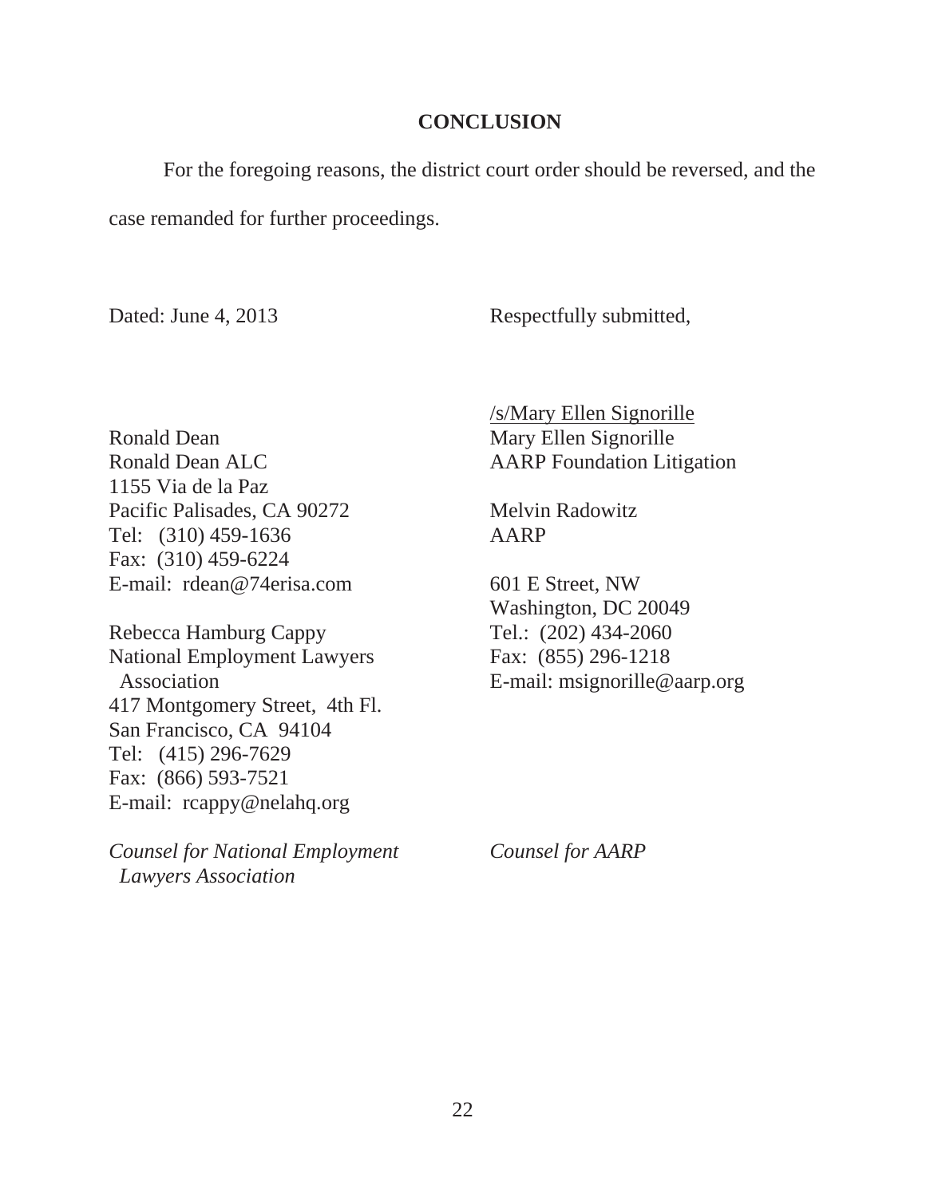## CONCLUSION

For the foregoing reasons, the district court order should be reversed, and the case remanded for further proceedings.

Dated: June 4, 2013

Respectfully submitted,

/s/Mary Ellen Signorille
Mary Ellen Signorille
AARP Foundation Litigation

Melvin Radowitz
AARP

601 E Street, NW
Washington, DC 20049
Tel.: (202) 434-2060
Fax: (855) 296-1218
E-mail: msignorille@aarp.org

*Counsel for AARP*

Ronald Dean
Ronald Dean ALC
1155 Via de la Paz
Pacific Palisades, CA 90272
Tel: (310) 459-1636
Fax: (310) 459-6224
E-mail: rdean@74erisa.com

Rebecca Hamburg Cappy
National Employment Lawyers Association
417 Montgomery Street, 4th Fl.
San Francisco, CA 94104
Tel: (415) 296-7629
Fax: (866) 593-7521
E-mail: rcappy@nelahq.org

*Counsel for National Employment Lawyers Association*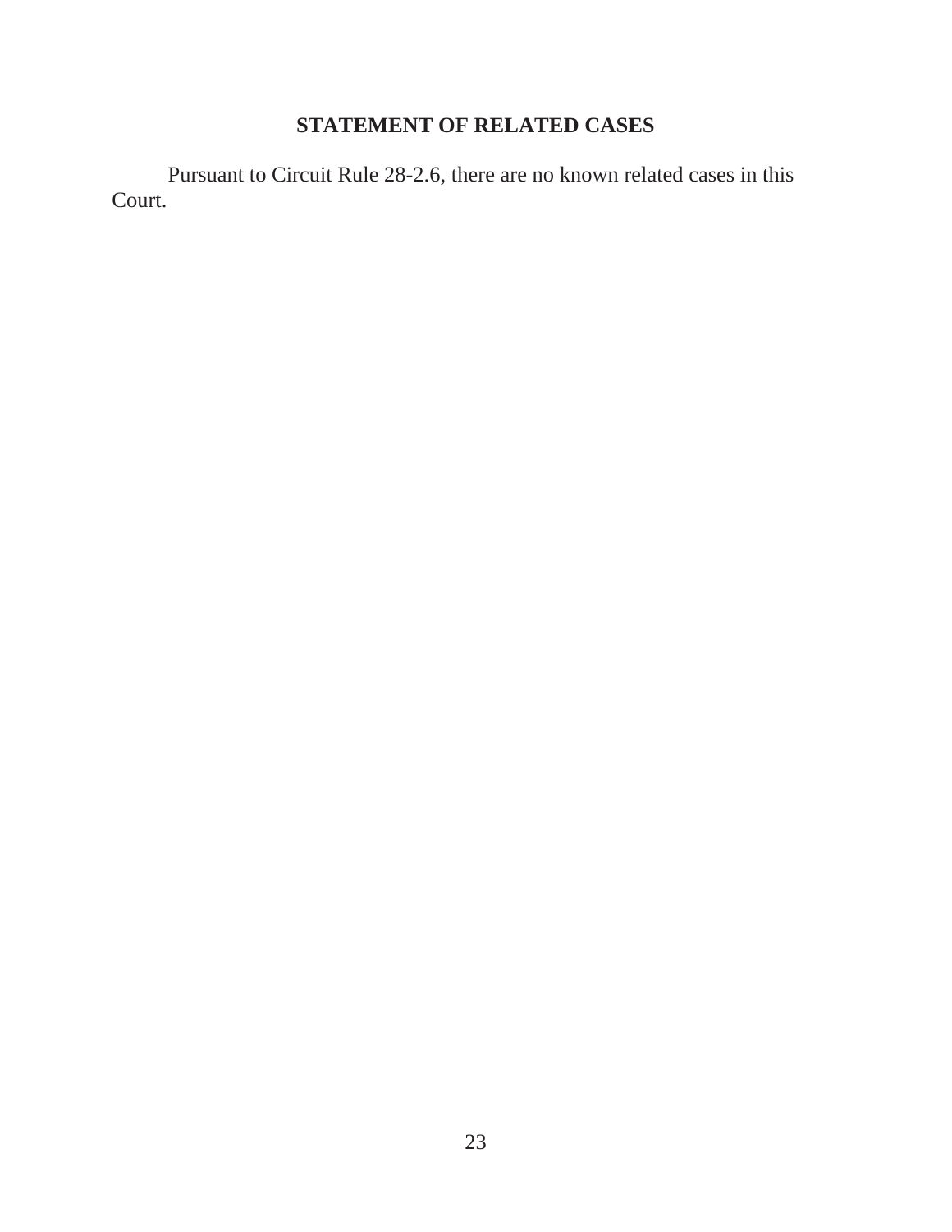## STATEMENT OF RELATED CASES

Pursuant to Circuit Rule 28-2.6, there are no known related cases in this Court.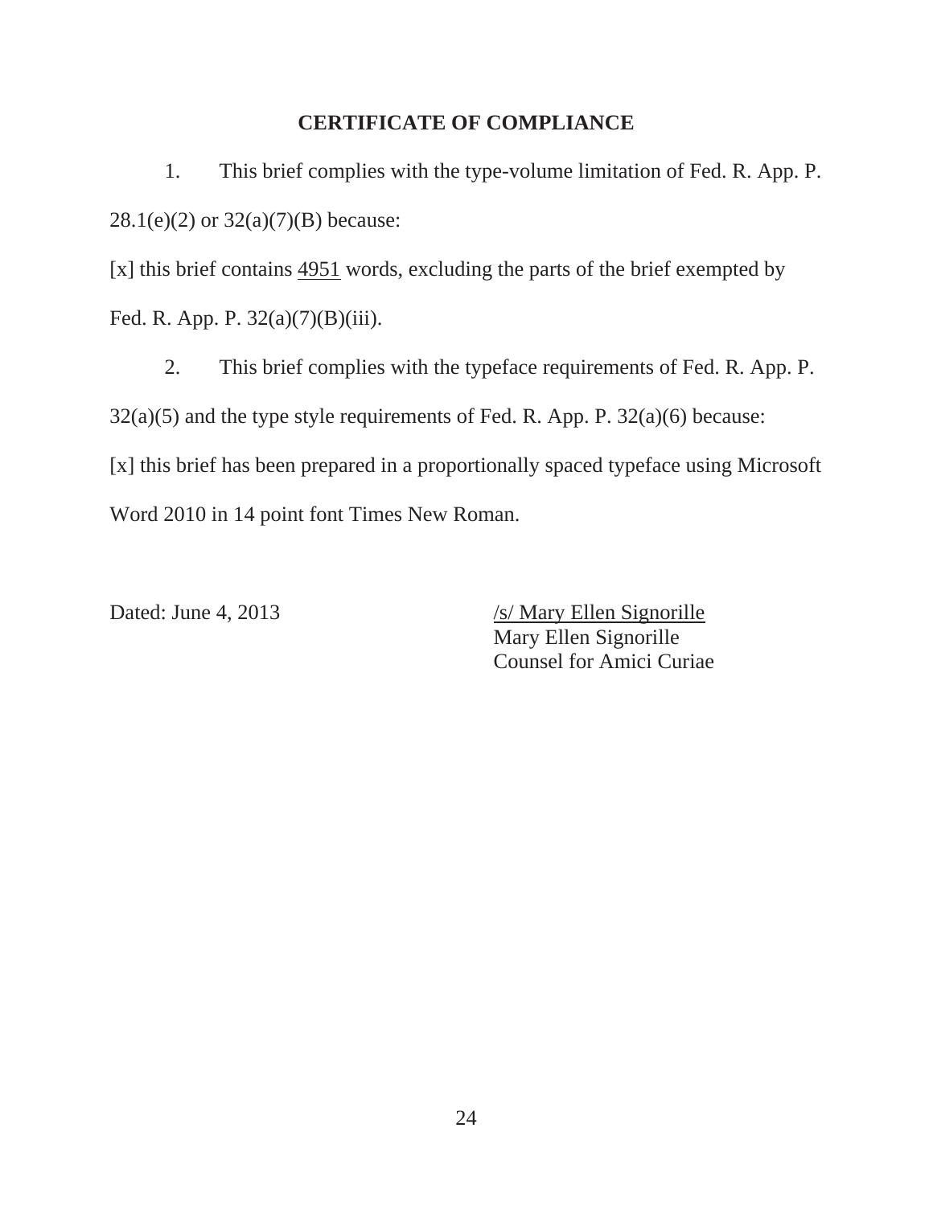## CERTIFICATE OF COMPLIANCE

1. This brief complies with the type-volume limitation of Fed. R. App. P. 28.1(e)(2) or 32(a)(7)(B) because:

[x] this brief contains 4951 words, excluding the parts of the brief exempted by Fed. R. App. P. 32(a)(7)(B)(iii).

2. This brief complies with the typeface requirements of Fed. R. App. P. 32(a)(5) and the type style requirements of Fed. R. App. P. 32(a)(6) because:

[x] this brief has been prepared in a proportionally spaced typeface using Microsoft Word 2010 in 14 point font Times New Roman.

Dated: June 4, 2013

/s/ Mary Ellen Signorille
Mary Ellen Signorille
Counsel for Amici Curiae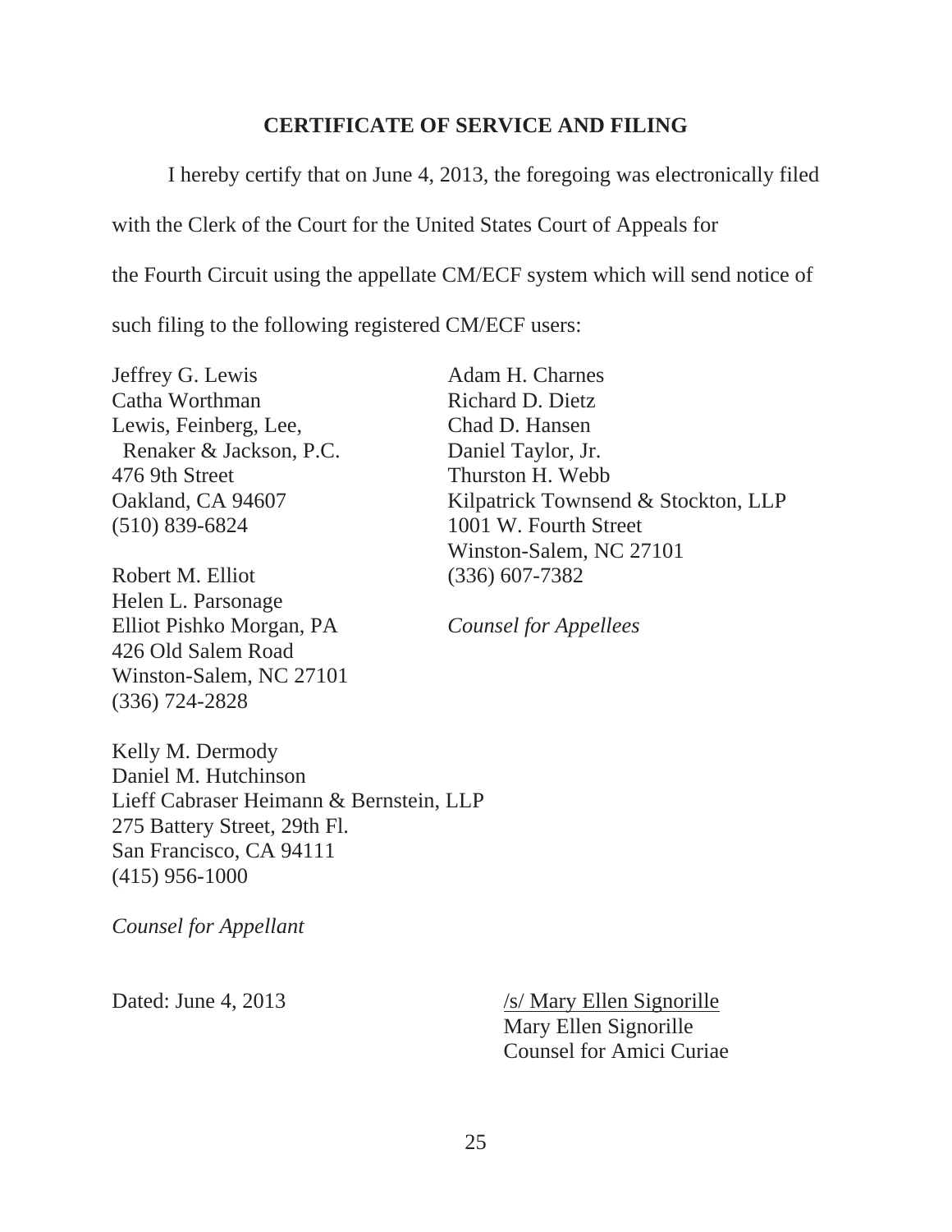**CERTIFICATE OF SERVICE AND FILING**

I hereby certify that on June 4, 2013, the foregoing was electronically filed with the Clerk of the Court for the United States Court of Appeals for the Fourth Circuit using the appellate CM/ECF system which will send notice of such filing to the following registered CM/ECF users:

Jeffrey G. Lewis
Catha Worthman
Lewis, Feinberg, Lee,
Renaker & Jackson, P.C.
476 9th Street
Oakland, CA 94607
(510) 839-6824

Robert M. Elliot
Helen L. Parsonage
Elliot Pishko Morgan, PA
426 Old Salem Road
Winston-Salem, NC 27101
(336) 724-2828

Kelly M. Dermody
Daniel M. Hutchinson
Lieff Cabraser Heimann & Bernstein, LLP
275 Battery Street, 29th Fl.
San Francisco, CA 94111
(415) 956-1000

*Counsel for Appellant*

Adam H. Charnes
Richard D. Dietz
Chad D. Hansen
Daniel Taylor, Jr.
Thurston H. Webb
Kilpatrick Townsend & Stockton, LLP
1001 W. Fourth Street
Winston-Salem, NC 27101
(336) 607-7382

*Counsel for Appellees*

Dated: June 4, 2013

/s/ Mary Ellen Signorille
Mary Ellen Signorille
Counsel for Amici Curiae